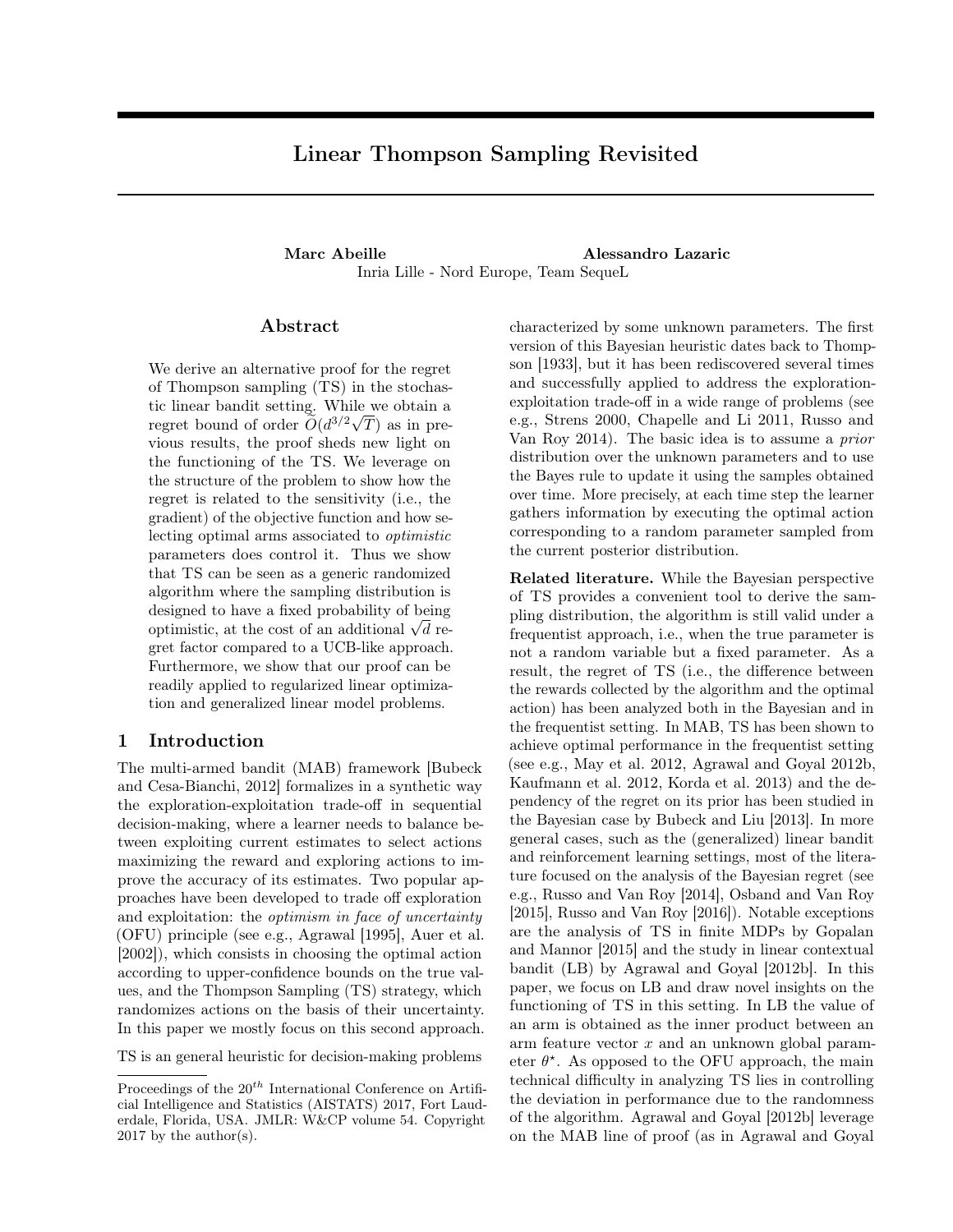# Linear Thompson Sampling Revisited

**Marc Abeille** **Alessandro Lazaric**
Inria Lille - Nord Europe, Team SequeL

## Abstract

We derive an alternative proof for the regret of Thompson sampling (TS) in the stochastic linear bandit setting. While we obtain a regret bound of order $\widetilde{O}(d^{3/2}\sqrt{T})$ as in previous results, the proof sheds new light on the functioning of the TS. We leverage on the structure of the problem to show how the regret is related to the sensitivity (i.e., the gradient) of the objective function and how selecting optimal arms associated to *optimistic* parameters does control it. Thus we show that TS can be seen as a generic randomized algorithm where the sampling distribution is designed to have a fixed probability of being optimistic, at the cost of an additional $\sqrt{d}$ regret factor compared to a UCB-like approach. Furthermore, we show that our proof can be readily applied to regularized linear optimization and generalized linear model problems.

## 1 Introduction

The multi-armed bandit (MAB) framework [Bubeck and Cesa-Bianchi, 2012] formalizes in a synthetic way the exploration-exploitation trade-off in sequential decision-making, where a learner needs to balance between exploiting current estimates to select actions maximizing the reward and exploring actions to improve the accuracy of its estimates. Two popular approaches have been developed to trade off exploration and exploitation: the *optimism in face of uncertainty* (OFU) principle (see e.g., Agrawal [1995], Auer et al. [2002]), which consists in choosing the optimal action according to upper-confidence bounds on the true values, and the Thompson Sampling (TS) strategy, which randomizes actions on the basis of their uncertainty. In this paper we mostly focus on this second approach.

TS is an general heuristic for decision-making problems characterized by some unknown parameters. The first version of this Bayesian heuristic dates back to Thompson [1933], but it has been rediscovered several times and successfully applied to address the exploration-exploitation trade-off in a wide range of problems (see e.g., Strens 2000, Chapelle and Li 2011, Russo and Van Roy 2014). The basic idea is to assume a *prior* distribution over the unknown parameters and to use the Bayes rule to update it using the samples obtained over time. More precisely, at each time step the learner gathers information by executing the optimal action corresponding to a random parameter sampled from the current posterior distribution.

**Related literature.** While the Bayesian perspective of TS provides a convenient tool to derive the sampling distribution, the algorithm is still valid under a frequentist approach, i.e., when the true parameter is not a random variable but a fixed parameter. As a result, the regret of TS (i.e., the difference between the rewards collected by the algorithm and the optimal action) has been analyzed both in the Bayesian and in the frequentist setting. In MAB, TS has been shown to achieve optimal performance in the frequentist setting (see e.g., May et al. 2012, Agrawal and Goyal 2012b, Kaufmann et al. 2012, Korda et al. 2013) and the dependency of the regret on its prior has been studied in the Bayesian case by Bubeck and Liu [2013]. In more general cases, such as the (generalized) linear bandit and reinforcement learning settings, most of the literature focused on the analysis of the Bayesian regret (see e.g., Russo and Van Roy [2014], Osband and Van Roy [2015], Russo and Van Roy [2016]). Notable exceptions are the analysis of TS in finite MDPs by Gopalan and Mannor [2015] and the study in linear contextual bandit (LB) by Agrawal and Goyal [2012b]. In this paper, we focus on LB and draw novel insights on the functioning of TS in this setting. In LB the value of an arm is obtained as the inner product between an arm feature vector $x$ and an unknown global parameter $\theta^\star$. As opposed to the OFU approach, the main technical difficulty in analyzing TS lies in controlling the deviation in performance due to the randomness of the algorithm. Agrawal and Goyal [2012b] leverage on the MAB line of proof (as in Agrawal and Goyal

Proceedings of the 20[th] International Conference on Artificial Intelligence and Statistics (AISTATS) 2017, Fort Lauderdale, Florida, USA. JMLR: W&CP volume 54. Copyright 2017 by the author(s).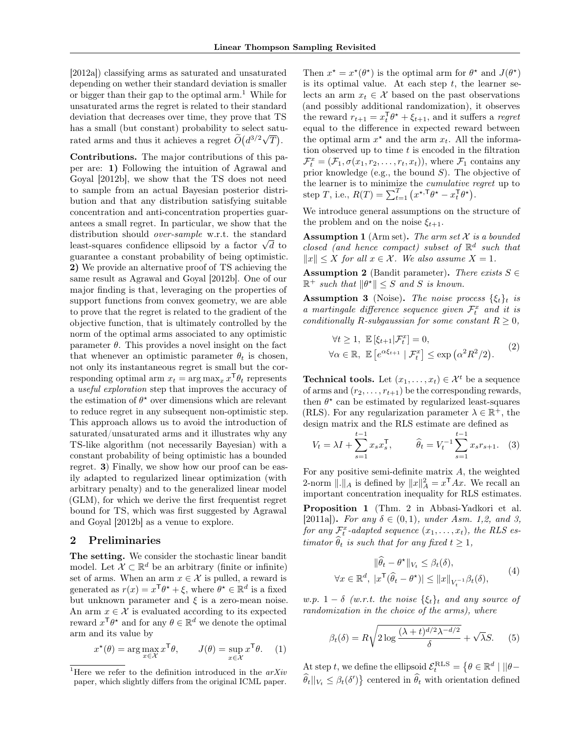[2012a]) classifying arms as saturated and unsaturated depending on wether their standard deviation is smaller or bigger than their gap to the optimal arm.[1] While for unsaturated arms the regret is related to their standard deviation that decreases over time, they prove that TS has a small (but constant) probability to select saturated arms and thus it achieves a regret $\widetilde{O}\big(d^{3/2}\sqrt{T}\big)$.

**Contributions.** The major contributions of this paper are: **1)** Following the intuition of Agrawal and Goyal [2012b], we show that the TS does not need to sample from an actual Bayesian posterior distribution and that any distribution satisfying suitable concentration and anti-concentration properties guarantees a small regret. In particular, we show that the distribution should *over-sample* w.r.t. the standard least-squares confidence ellipsoid by a factor $\sqrt{d}$ to guarantee a constant probability of being optimistic. **2)** We provide an alternative proof of TS achieving the same result as Agrawal and Goyal [2012b]. One of our major finding is that, leveraging on the properties of support functions from convex geometry, we are able to prove that the regret is related to the gradient of the objective function, that is ultimately controlled by the norm of the optimal arms associated to any optimistic parameter $\theta$. This provides a novel insight on the fact that whenever an optimistic parameter $\theta_t$ is chosen, not only its instantaneous regret is small but the corresponding optimal arm $x_t = \arg\max_x x^\mathsf{T}\theta_t$ represents a *useful exploration* step that improves the accuracy of the estimation of $\theta^\star$ over dimensions which are relevant to reduce regret in any subsequent non-optimistic step. This approach allows us to avoid the introduction of saturated/unsaturated arms and it illustrates why any TS-like algorithm (not necessarily Bayesian) with a constant probability of being optimistic has a bounded regret. **3**) Finally, we show how our proof can be easily adapted to regularized linear optimization (with arbitrary penalty) and to the generalized linear model (GLM), for which we derive the first frequentist regret bound for TS, which was first suggested by Agrawal and Goyal [2012b] as a venue to explore.

## 2 Preliminaries

**The setting.** We consider the stochastic linear bandit model. Let $\mathcal{X} \subset \mathbb{R}^d$ be an arbitrary (finite or infinite) set of arms. When an arm $x \in \mathcal{X}$ is pulled, a reward is generated as $r(x) = x^\mathsf{T}\theta^\star + \xi$, where $\theta^\star \in \mathbb{R}^d$ is a fixed but unknown parameter and $\xi$ is a zero-mean noise. An arm $x \in \mathcal{X}$ is evaluated according to its expected reward $x^\mathsf{T}\theta^\star$ and for any $\theta \in \mathbb{R}^d$ we denote the optimal arm and its value by

$$x^\star(\theta) = \arg\max_{x\in\mathcal{X}} x^\mathsf{T}\theta, \qquad J(\theta) = \sup_{x\in\mathcal{X}} x^\mathsf{T}\theta. \quad (1)$$

Then $x^\star = x^\star(\theta^\star)$ is the optimal arm for $\theta^\star$ and $J(\theta^\star)$ is its optimal value. At each step $t$, the learner selects an arm $x_t \in \mathcal{X}$ based on the past observations (and possibly additional randomization), it observes the reward $r_{t+1} = x_t^\mathsf{T}\theta^\star + \xi_{t+1}$, and it suffers a *regret* equal to the difference in expected reward between the optimal arm $x^\star$ and the arm $x_t$. All the information observed up to time $t$ is encoded in the filtration $\mathcal{F}_t^x = (\mathcal{F}_1, \sigma(x_1, r_2, \ldots, r_t, x_t))$, where $\mathcal{F}_1$ contains any prior knowledge (e.g., the bound $S$). The objective of the learner is to minimize the *cumulative regret* up to step $T$, i.e., $R(T) = \sum_{t=1}^T \big(x^{\star,\mathsf{T}}\theta^\star - x_t^\mathsf{T}\theta^\star\big)$.

We introduce general assumptions on the structure of the problem and on the noise $\xi_{t+1}$.

**Assumption 1** (Arm set)**.** *The arm set $\mathcal{X}$ is a bounded closed (and hence compact) subset of $\mathbb{R}^d$ such that $\|x\| \le X$ for all $x \in \mathcal{X}$. We also assume $X = 1$.*

**Assumption 2** (Bandit parameter)**.** *There exists $S \in \mathbb{R}^+$ such that $\|\theta^\star\| \le S$ and $S$ is known.*

**Assumption 3** (Noise)**.** *The noise process $\{\xi_t\}_t$ is a martingale difference sequence given $\mathcal{F}_t^x$ and it is conditionally $R$-subgaussian for some constant $R \ge 0$,*

$$\begin{aligned} &\forall t \ge 1,\ \mathbb{E}\left[\xi_{t+1}|\mathcal{F}_t^x\right] = 0, \\ &\forall \alpha \in \mathbb{R},\ \mathbb{E}\left[e^{\alpha\xi_{t+1}} \mid \mathcal{F}_t^x\right] \le \exp\left(\alpha^2 R^2/2\right). \end{aligned} \quad (2)$$

**Technical tools.** Let $(x_1, \ldots, x_t) \in \mathcal{X}^t$ be a sequence of arms and $(r_2, \ldots, r_{t+1})$ be the corresponding rewards, then $\theta^\star$ can be estimated by regularized least-squares (RLS). For any regularization parameter $\lambda \in \mathbb{R}^+$, the design matrix and the RLS estimate are defined as

$$V_t = \lambda I + \sum_{s=1}^{t-1} x_s x_s^\mathsf{T}, \qquad \widehat{\theta}_t = V_t^{-1}\sum_{s=1}^{t-1} x_s r_{s+1}. \quad (3)$$

For any positive semi-definite matrix $A$, the weighted 2-norm $\|.\|_A$ is defined by $\|x\|_A^2 = x^\mathsf{T}Ax$. We recall an important concentration inequality for RLS estimates.

**Proposition 1** (Thm. 2 in Abbasi-Yadkori et al. [2011a])**.** *For any $\delta \in (0,1)$, under Asm. 1,2, and 3, for any $\mathcal{F}_t^x$-adapted sequence $(x_1, \ldots, x_t)$, the RLS estimator $\widehat{\theta}_t$ is such that for any fixed $t \ge 1$,*

$$\begin{aligned} &\|\widehat{\theta}_t - \theta^\star\|_{V_t} \le \beta_t(\delta), \\ &\forall x \in \mathbb{R}^d,\ |x^\mathsf{T}(\widehat{\theta}_t - \theta^\star)| \le \|x\|_{V_t^{-1}}\beta_t(\delta), \end{aligned} \quad (4)$$

*w.p. $1-\delta$ (w.r.t. the noise $\{\xi_t\}_t$ and any source of randomization in the choice of the arms), where*

$$\beta_t(\delta) = R\sqrt{2\log\frac{(\lambda+t)^{d/2}\lambda^{-d/2}}{\delta}} + \sqrt{\lambda}S. \quad (5)$$

At step $t$, we define the ellipsoid $\mathcal{E}_t^{\mathrm{RLS}} = \big\{\theta \in \mathbb{R}^d \mid ||\theta - \widehat{\theta}_t||_{V_t} \le \beta_t(\delta')\big\}$ centered in $\widehat{\theta}_t$ with orientation defined

[1] Here we refer to the definition introduced in the *arXiv* paper, which slightly differs from the original ICML paper.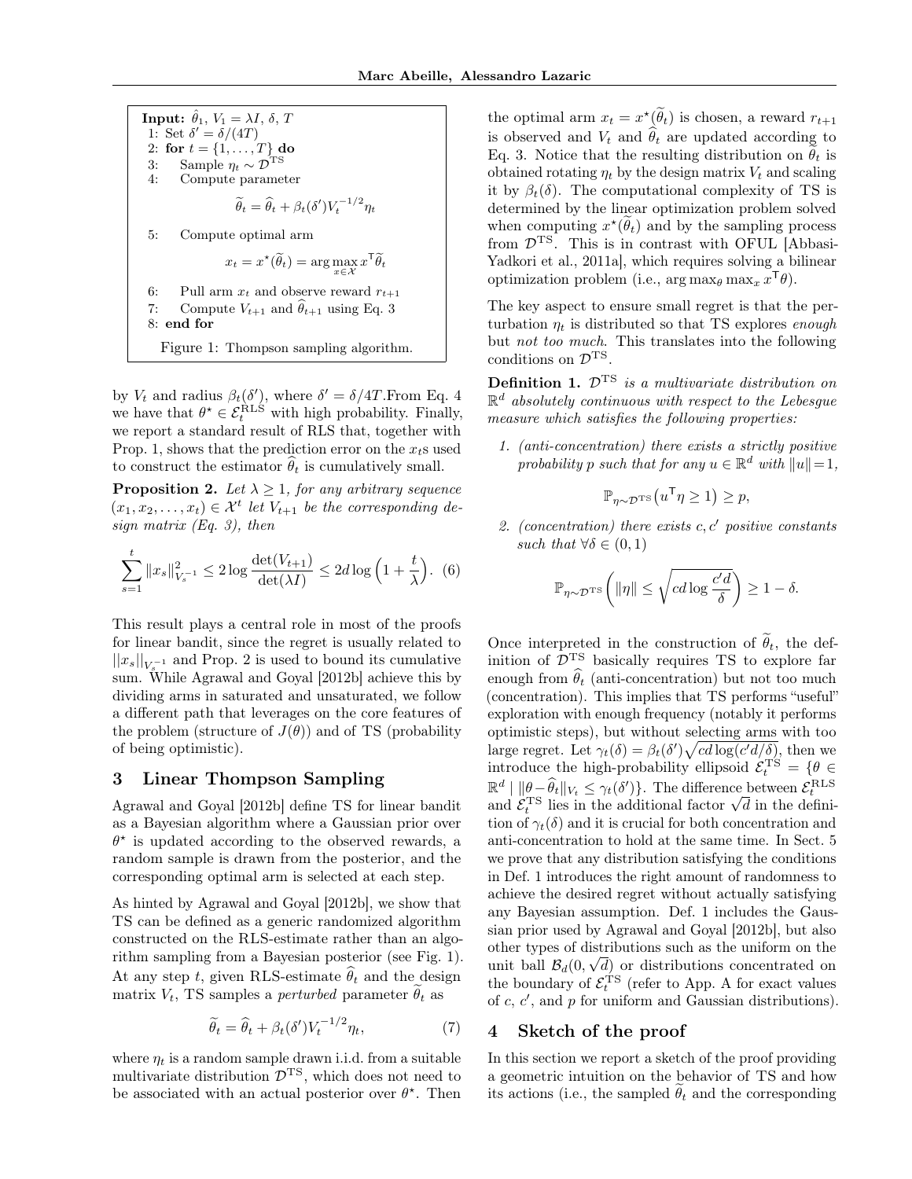**Input:** $\hat{\theta}_1$, $V_1 = \lambda I$, $\delta$, $T$

1: Set $\delta' = \delta/(4T)$
2: **for** $t = \{1, \ldots, T\}$ **do**
3: Sample $\eta_t \sim \mathcal{D}^{\mathrm{TS}}$
4: Compute parameter

$$\widetilde{\theta}_t = \widehat{\theta}_t + \beta_t(\delta') V_t^{-1/2} \eta_t$$

5: Compute optimal arm

$$x_t = x^\star(\widetilde{\theta}_t) = \arg\max_{x \in \mathcal{X}} x^\mathsf{T} \widetilde{\theta}_t$$

6: Pull arm $x_t$ and observe reward $r_{t+1}$
7: Compute $V_{t+1}$ and $\widehat{\theta}_{t+1}$ using Eq. 3
8: **end for**

Figure 1: Thompson sampling algorithm.

by $V_t$ and radius $\beta_t(\delta')$, where $\delta' = \delta/4T$.From Eq. 4 we have that $\theta^\star \in \mathcal{E}_t^{\mathrm{RLS}}$ with high probability. Finally, we report a standard result of RLS that, together with Prop. 1, shows that the prediction error on the $x_t$s used to construct the estimator $\widehat{\theta}_t$ is cumulatively small.

**Proposition 2.** *Let $\lambda \geq 1$, for any arbitrary sequence $(x_1, x_2, \ldots, x_t) \in \mathcal{X}^t$ let $V_{t+1}$ be the corresponding design matrix (Eq. 3), then*

$$\sum_{s=1}^{t} \|x_s\|^2_{V_s^{-1}} \leq 2 \log \frac{\det(V_{t+1})}{\det(\lambda I)} \leq 2d \log\Big(1 + \frac{t}{\lambda}\Big). \quad (6)$$

This result plays a central role in most of the proofs for linear bandit, since the regret is usually related to $||x_s||_{V_s^{-1}}$ and Prop. 2 is used to bound its cumulative sum. While Agrawal and Goyal [2012b] achieve this by dividing arms in saturated and unsaturated, we follow a different path that leverages on the core features of the problem (structure of $J(\theta)$) and of TS (probability of being optimistic).

## 3 Linear Thompson Sampling

Agrawal and Goyal [2012b] define TS for linear bandit as a Bayesian algorithm where a Gaussian prior over $\theta^\star$ is updated according to the observed rewards, a random sample is drawn from the posterior, and the corresponding optimal arm is selected at each step.

As hinted by Agrawal and Goyal [2012b], we show that TS can be defined as a generic randomized algorithm constructed on the RLS-estimate rather than an algorithm sampling from a Bayesian posterior (see Fig. 1). At any step $t$, given RLS-estimate $\widehat{\theta}_t$ and the design matrix $V_t$, TS samples a *perturbed* parameter $\widetilde{\theta}_t$ as

$$\widetilde{\theta}_t = \widehat{\theta}_t + \beta_t(\delta') V_t^{-1/2} \eta_t, \quad (7)$$

where $\eta_t$ is a random sample drawn i.i.d. from a suitable multivariate distribution $\mathcal{D}^{\mathrm{TS}}$, which does not need to be associated with an actual posterior over $\theta^\star$. Then the optimal arm $x_t = x^\star(\widetilde{\theta}_t)$ is chosen, a reward $r_{t+1}$ is observed and $V_t$ and $\widehat{\theta}_t$ are updated according to Eq. 3. Notice that the resulting distribution on $\widetilde{\theta}_t$ is obtained rotating $\eta_t$ by the design matrix $V_t$ and scaling it by $\beta_t(\delta)$. The computational complexity of TS is determined by the linear optimization problem solved when computing $x^\star(\widetilde{\theta}_t)$ and by the sampling process from $\mathcal{D}^{\mathrm{TS}}$. This is in contrast with OFUL [Abbasi-Yadkori et al., 2011a], which requires solving a bilinear optimization problem (i.e., $\arg\max_\theta \max_x x^\mathsf{T}\theta$).

The key aspect to ensure small regret is that the perturbation $\eta_t$ is distributed so that TS explores *enough* but *not too much*. This translates into the following conditions on $\mathcal{D}^{\mathrm{TS}}$.

**Definition 1.** *$\mathcal{D}^{\mathrm{TS}}$ is a multivariate distribution on $\mathbb{R}^d$ absolutely continuous with respect to the Lebesgue measure which satisfies the following properties:*

1. *(anti-concentration) there exists a strictly positive probability $p$ such that for any $u \in \mathbb{R}^d$ with $\|u\| = 1$,*

$$\mathbb{P}_{\eta \sim \mathcal{D}^{\mathrm{TS}}}\big(u^\mathsf{T}\eta \geq 1\big) \geq p,$$

2. *(concentration) there exists $c, c'$ positive constants such that $\forall \delta \in (0, 1)$*

$$\mathbb{P}_{\eta \sim \mathcal{D}^{\mathrm{TS}}}\bigg(\|\eta\| \leq \sqrt{cd \log \frac{c'd}{\delta}}\bigg) \geq 1 - \delta.$$

Once interpreted in the construction of $\widetilde{\theta}_t$, the definition of $\mathcal{D}^{\mathrm{TS}}$ basically requires TS to explore far enough from $\widehat{\theta}_t$ (anti-concentration) but not too much (concentration). This implies that TS performs "useful" exploration with enough frequency (notably it performs optimistic steps), but without selecting arms with too large regret. Let $\gamma_t(\delta) = \beta_t(\delta')\sqrt{cd \log(c'd/\delta)}$, then we introduce the high-probability ellipsoid $\mathcal{E}_t^{\mathrm{TS}} = \{\theta \in \mathbb{R}^d \mid \|\theta - \widehat{\theta}_t\|_{V_t} \leq \gamma_t(\delta')\}$. The difference between $\mathcal{E}_t^{\mathrm{RLS}}$ and $\mathcal{E}_t^{\mathrm{TS}}$ lies in the additional factor $\sqrt{d}$ in the definition of $\gamma_t(\delta)$ and it is crucial for both concentration and anti-concentration to hold at the same time. In Sect. 5 we prove that any distribution satisfying the conditions in Def. 1 introduces the right amount of randomness to achieve the desired regret without actually satisfying any Bayesian assumption. Def. 1 includes the Gaussian prior used by Agrawal and Goyal [2012b], but also other types of distributions such as the uniform on the unit ball $\mathcal{B}_d(0, \sqrt{d})$ or distributions concentrated on the boundary of $\mathcal{E}_t^{\mathrm{TS}}$ (refer to App. A for exact values of $c$, $c'$, and $p$ for uniform and Gaussian distributions).

## 4 Sketch of the proof

In this section we report a sketch of the proof providing a geometric intuition on the behavior of TS and how its actions (i.e., the sampled $\widetilde{\theta}_t$ and the corresponding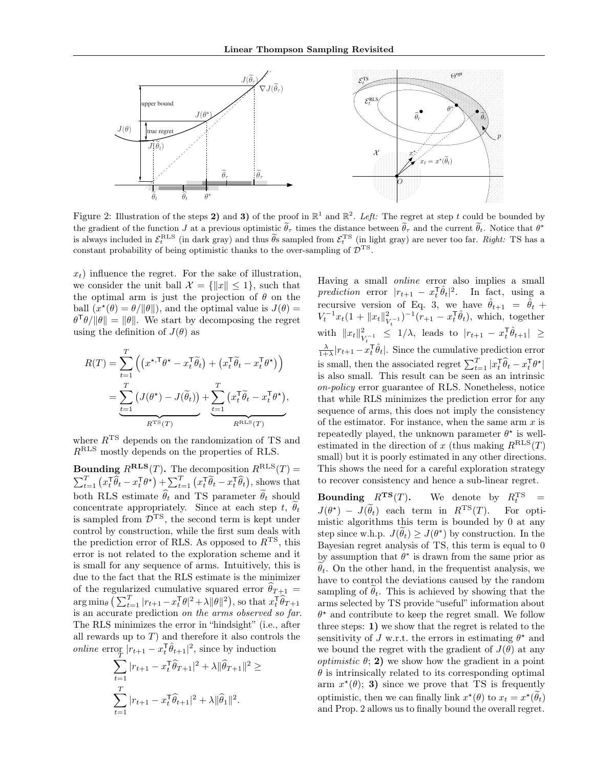Figure 2: Illustration of the steps **2)** and **3)** of the proof in $\mathbb{R}^1$ and $\mathbb{R}^2$. *Left:* The regret at step $t$ could be bounded by the gradient of the function $J$ at a previous optimistic $\widetilde{\theta}_\tau$ times the distance between $\widetilde{\theta}_\tau$ and the current $\widetilde{\theta}_t$. Notice that $\theta^\star$ is always included in $\mathcal{E}_t^{\mathrm{RLS}}$ (in dark gray) and thus $\widetilde{\theta}$s sampled from $\mathcal{E}_t^{\mathrm{TS}}$ (in light gray) are never too far. *Right:* TS has a constant probability of being optimistic thanks to the over-sampling of $\mathcal{D}^{\mathrm{TS}}$.

$x_t$) influence the regret. For the sake of illustration, we consider the unit ball $\mathcal{X} = \{\|x\| \leq 1\}$, such that the optimal arm is just the projection of $\theta$ on the ball ($x^\star(\theta) = \theta/\|\theta\|$), and the optimal value is $J(\theta) = \theta^\mathsf{T}\theta/\|\theta\| = \|\theta\|$. We start by decomposing the regret using the definition of $J(\theta)$ as

$$
\begin{aligned}
R(T) &= \sum_{t=1}^{T} \Big( \big(x^{\star,\mathsf{T}}\theta^\star - x_t^\mathsf{T}\widetilde{\theta}_t\big) + \big(x_t^\mathsf{T}\widetilde{\theta}_t - x_t^\mathsf{T}\theta^\star\big) \Big) \\
&= \underbrace{\sum_{t=1}^{T} \big(J(\theta^\star) - J(\widetilde{\theta}_t)\big)}_{R^{\mathrm{TS}}(T)} + \underbrace{\sum_{t=1}^{T} \big(x_t^\mathsf{T}\widetilde{\theta}_t - x_t^\mathsf{T}\theta^\star\big)}_{R^{\mathrm{RLS}}(T)},
\end{aligned}
$$

where $R^{\mathrm{TS}}$ depends on the randomization of TS and $R^{\mathrm{RLS}}$ mostly depends on the properties of RLS.

**Bounding $R^{\mathrm{RLS}}(T)$.** The decomposition $R^{\mathrm{RLS}}(T) = \sum_{t=1}^{T} \big(x_t^\mathsf{T}\widehat{\theta}_t - x_t^\mathsf{T}\theta^\star\big) + \sum_{t=1}^{T} \big(x_t^\mathsf{T}\widetilde{\theta}_t - x_t^\mathsf{T}\widehat{\theta}_t\big)$, shows that both RLS estimate $\widehat{\theta}_t$ and TS parameter $\widetilde{\theta}_t$ should concentrate appropriately. Since at each step $t$, $\widetilde{\theta}_t$ is sampled from $\mathcal{D}^{\mathrm{TS}}$, the second term is kept under control by construction, while the first sum deals with the prediction error of RLS. As opposed to $R^{\mathrm{TS}}$, this error is not related to the exploration scheme and it is small for any sequence of arms. Intuitively, this is due to the fact that the RLS estimate is the minimizer of the regularized cumulative squared error $\widehat{\theta}_{T+1} = \arg\min_\theta \big( \sum_{t=1}^{T} |r_{t+1} - x_t^\mathsf{T}\theta|^2 + \lambda\|\theta\|^2 \big)$, so that $x_t^\mathsf{T}\widehat{\theta}_{T+1}$ is an accurate prediction *on the arms observed so far*. The RLS minimizes the error in "hindsight" (i.e., after all rewards up to $T$) and therefore it also controls the *online* error $|r_{t+1} - x_t^\mathsf{T}\hat{\theta}_{t+1}|^2$, since by induction

$$
\sum_{t=1}^{T} |r_{t+1} - x_t^\mathsf{T}\widehat{\theta}_{T+1}|^2 + \lambda\|\widehat{\theta}_{T+1}\|^2 \geq
$$
$$
\sum_{t=1}^{T} |r_{t+1} - x_t^\mathsf{T}\widehat{\theta}_{t+1}|^2 + \lambda\|\widehat{\theta}_1\|^2.
$$

Having a small *online* error also implies a small *prediction* error $|r_{t+1} - x_t^\mathsf{T}\hat{\theta}_t|^2$. In fact, using a recursive version of Eq. 3, we have $\hat{\theta}_{t+1} = \hat{\theta}_t + V_t^{-1}x_t(1 + \|x_t\|^2_{V_t^{-1}})^{-1}(r_{+1} - x_t^\mathsf{T}\hat{\theta}_t)$, which, together with $\|x_t\|^2_{V_t^{-1}} \leq 1/\lambda$, leads to $|r_{t+1} - x_t^\mathsf{T}\hat{\theta}_{t+1}| \geq \frac{\lambda}{1+\lambda}|r_{t+1} - x_t^\mathsf{T}\hat{\theta}_t|$. Since the cumulative prediction error is small, then the associated regret $\sum_{t=1}^{T} |x_t^\mathsf{T}\widehat{\theta}_t - x_t^\mathsf{T}\theta^\star|$ is also small. This result can be seen as an intrinsic *on-policy* error guarantee of RLS. Nonetheless, notice that while RLS minimizes the prediction error for any sequence of arms, this does not imply the consistency of the estimator. For instance, when the same arm $x$ is repeatedly played, the unknown parameter $\theta^\star$ is well-estimated in the direction of $x$ (thus making $R^{\mathrm{RLS}}(T)$ small) but it is poorly estimated in any other directions. This shows the need for a careful exploration strategy to recover consistency and hence a sub-linear regret.

**Bounding $R^{\mathrm{TS}}(T)$.** We denote by $R_t^{\mathrm{TS}} = J(\theta^\star) - J(\widetilde{\theta}_t)$ each term in $R^{\mathrm{TS}}(T)$. For optimistic algorithms this term is bounded by 0 at any step since w.h.p. $J(\widetilde{\theta}_t) \geq J(\theta^*)$ by construction. In the Bayesian regret analysis of TS, this term is equal to 0 by assumption that $\theta^\star$ is drawn from the same prior as $\widetilde{\theta}_t$. On the other hand, in the frequentist analysis, we have to control the deviations caused by the random sampling of $\widetilde{\theta}_t$. This is achieved by showing that the arms selected by TS provide "useful" information about $\theta^\star$ and contribute to keep the regret small. We follow three steps: **1)** we show that the regret is related to the sensitivity of $J$ w.r.t. the errors in estimating $\theta^\star$ and we bound the regret with the gradient of $J(\theta)$ at any *optimistic* $\theta$; **2)** we show how the gradient in a point $\theta$ is intrinsically related to its corresponding optimal arm $x^\star(\theta)$; **3)** since we prove that TS is frequently optimistic, then we can finally link $x^\star(\theta)$ to $x_t = x^\star(\widetilde{\theta}_t)$ and Prop. 2 allows us to finally bound the overall regret.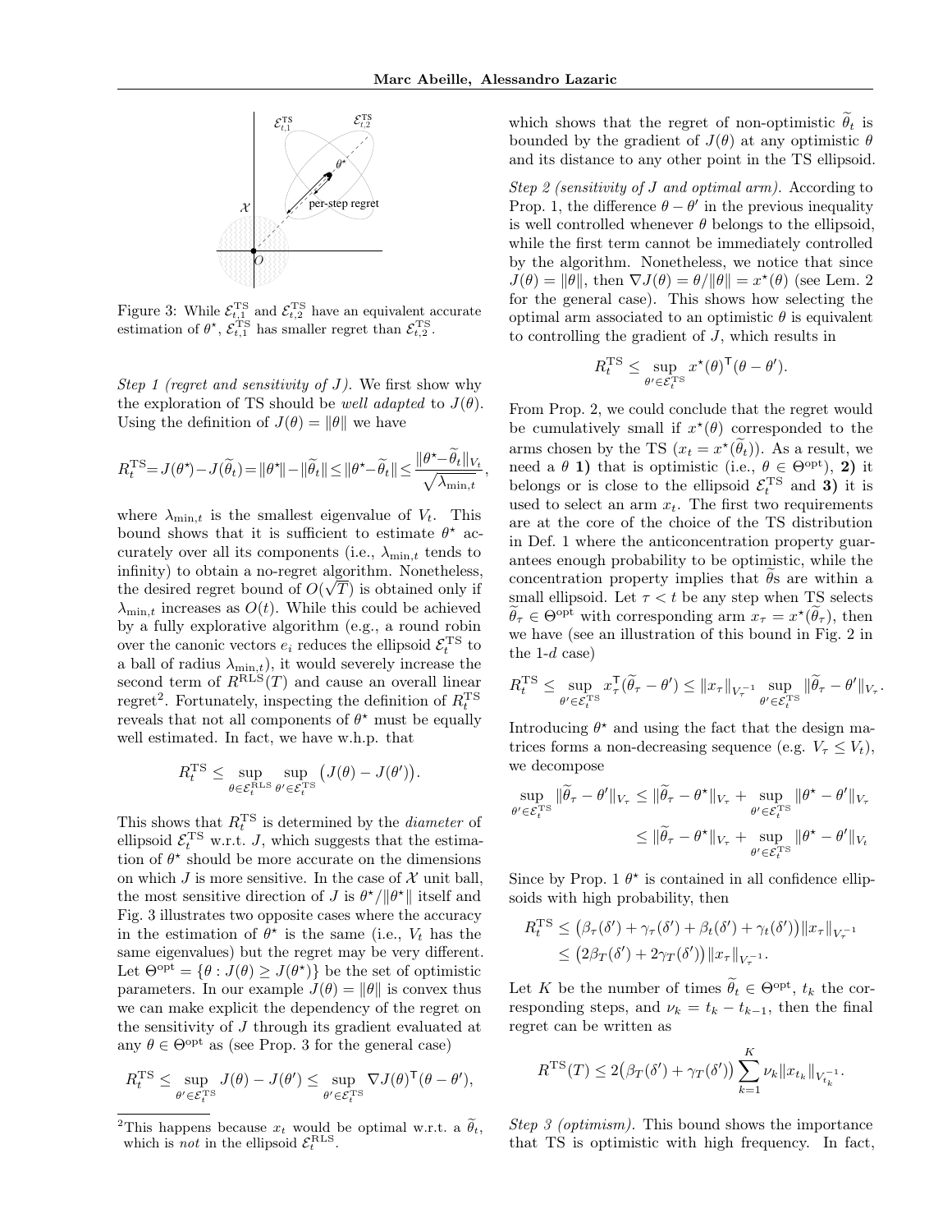Figure 3: While $\mathcal{E}_{t,1}^{\mathrm{TS}}$ and $\mathcal{E}_{t,2}^{\mathrm{TS}}$ have an equivalent accurate estimation of $\theta^\star$, $\mathcal{E}_{t,1}^{\mathrm{TS}}$ has smaller regret than $\mathcal{E}_{t,2}^{\mathrm{TS}}$.

*Step 1 (regret and sensitivity of $J$).* We first show why the exploration of TS should be *well adapted* to $J(\theta)$. Using the definition of $J(\theta) = \|\theta\|$ we have

$$R_t^{\mathrm{TS}} = J(\theta^\star) - J(\widetilde{\theta}_t) = \|\theta^\star\| - \|\widetilde{\theta}_t\| \leq \|\theta^\star - \widetilde{\theta}_t\| \leq \frac{\|\theta^\star - \widetilde{\theta}_t\|_{V_t}}{\sqrt{\lambda_{\min,t}}},$$

where $\lambda_{\min,t}$ is the smallest eigenvalue of $V_t$. This bound shows that it is sufficient to estimate $\theta^\star$ accurately over all its components (i.e., $\lambda_{\min,t}$ tends to infinity) to obtain a no-regret algorithm. Nonetheless, the desired regret bound of $O(\sqrt{T})$ is obtained only if $\lambda_{\min,t}$ increases as $O(t)$. While this could be achieved by a fully explorative algorithm (e.g., a round robin over the canonic vectors $e_i$ reduces the ellipsoid $\mathcal{E}_t^{\mathrm{TS}}$ to a ball of radius $\lambda_{\min,t}$), it would severely increase the second term of $R^{\mathrm{RLS}}(T)$ and cause an overall linear regret[2]. Fortunately, inspecting the definition of $R_t^{\mathrm{TS}}$ reveals that not all components of $\theta^\star$ must be equally well estimated. In fact, we have w.h.p. that

$$R_t^{\mathrm{TS}} \leq \sup_{\theta \in \mathcal{E}_t^{\mathrm{RLS}}} \sup_{\theta' \in \mathcal{E}_t^{\mathrm{TS}}} \big(J(\theta) - J(\theta')\big).$$

This shows that $R_t^{\mathrm{TS}}$ is determined by the *diameter* of ellipsoid $\mathcal{E}_t^{\mathrm{TS}}$ w.r.t. $J$, which suggests that the estimation of $\theta^\star$ should be more accurate on the dimensions on which $J$ is more sensitive. In the case of $\mathcal{X}$ unit ball, the most sensitive direction of $J$ is $\theta^\star/\|\theta^\star\|$ itself and Fig. 3 illustrates two opposite cases where the accuracy in the estimation of $\theta^\star$ is the same (i.e., $V_t$ has the same eigenvalues) but the regret may be very different. Let $\Theta^{\mathrm{opt}} = \{\theta : J(\theta) \geq J(\theta^\star)\}$ be the set of optimistic parameters. In our example $J(\theta) = \|\theta\|$ is convex thus we can make explicit the dependency of the regret on the sensitivity of $J$ through its gradient evaluated at any $\theta \in \Theta^{\mathrm{opt}}$ as (see Prop. 3 for the general case)

$$R_t^{\mathrm{TS}} \leq \sup_{\theta' \in \mathcal{E}_t^{\mathrm{TS}}} J(\theta) - J(\theta') \leq \sup_{\theta' \in \mathcal{E}_t^{\mathrm{TS}}} \nabla J(\theta)^\mathsf{T}(\theta - \theta'),$$

which shows that the regret of non-optimistic $\widetilde{\theta}_t$ is bounded by the gradient of $J(\theta)$ at any optimistic $\theta$ and its distance to any other point in the TS ellipsoid.

*Step 2 (sensitivity of $J$ and optimal arm).* According to Prop. 1, the difference $\theta - \theta'$ in the previous inequality is well controlled whenever $\theta$ belongs to the ellipsoid, while the first term cannot be immediately controlled by the algorithm. Nonetheless, we notice that since $J(\theta) = \|\theta\|$, then $\nabla J(\theta) = \theta/\|\theta\| = x^\star(\theta)$ (see Lem. 2 for the general case). This shows how selecting the optimal arm associated to an optimistic $\theta$ is equivalent to controlling the gradient of $J$, which results in

$$R_t^{\mathrm{TS}} \leq \sup_{\theta' \in \mathcal{E}_t^{\mathrm{TS}}} x^\star(\theta)^\mathsf{T}(\theta - \theta').$$

From Prop. 2, we could conclude that the regret would be cumulatively small if $x^\star(\theta)$ corresponded to the arms chosen by the TS ($x_t = x^\star(\widetilde{\theta}_t)$). As a result, we need a $\theta$ **1)** that is optimistic (i.e., $\theta \in \Theta^{\mathrm{opt}}$), **2)** it belongs or is close to the ellipsoid $\mathcal{E}_t^{\mathrm{TS}}$ and **3)** it is used to select an arm $x_t$. The first two requirements are at the core of the choice of the TS distribution in Def. 1 where the anticoncentration property guarantees enough probability to be optimistic, while the concentration property implies that $\widetilde{\theta}$s are within a small ellipsoid. Let $\tau < t$ be any step when TS selects $\widetilde{\theta}_\tau \in \Theta^{\mathrm{opt}}$ with corresponding arm $x_\tau = x^\star(\widetilde{\theta}_\tau)$, then we have (see an illustration of this bound in Fig. 2 in the 1-$d$ case)

$$R_t^{\mathrm{TS}} \leq \sup_{\theta' \in \mathcal{E}_t^{\mathrm{TS}}} x_\tau^\mathsf{T}(\widetilde{\theta}_\tau - \theta') \leq \|x_\tau\|_{V_\tau^{-1}} \sup_{\theta' \in \mathcal{E}_t^{\mathrm{TS}}} \|\widetilde{\theta}_\tau - \theta'\|_{V_\tau}.$$

Introducing $\theta^\star$ and using the fact that the design matrices forms a non-decreasing sequence (e.g. $V_\tau \leq V_t$), we decompose

$$\begin{aligned}
\sup_{\theta' \in \mathcal{E}_t^{\mathrm{TS}}} \|\widetilde{\theta}_\tau - \theta'\|_{V_\tau} &\leq \|\widetilde{\theta}_\tau - \theta^\star\|_{V_\tau} + \sup_{\theta' \in \mathcal{E}_t^{\mathrm{TS}}} \|\theta^\star - \theta'\|_{V_\tau} \\
&\leq \|\widetilde{\theta}_\tau - \theta^\star\|_{V_\tau} + \sup_{\theta' \in \mathcal{E}_t^{\mathrm{TS}}} \|\theta^\star - \theta'\|_{V_t}
\end{aligned}$$

Since by Prop. 1 $\theta^\star$ is contained in all confidence ellipsoids with high probability, then

$$\begin{aligned}
R_t^{\mathrm{TS}} &\leq \big(\beta_\tau(\delta') + \gamma_\tau(\delta') + \beta_t(\delta') + \gamma_t(\delta')\big)\|x_\tau\|_{V_\tau^{-1}} \\
&\leq \big(2\beta_T(\delta') + 2\gamma_T(\delta')\big)\|x_\tau\|_{V_\tau^{-1}}.
\end{aligned}$$

Let $K$ be the number of times $\widetilde{\theta}_t \in \Theta^{\mathrm{opt}}$, $t_k$ the corresponding steps, and $\nu_k = t_k - t_{k-1}$, then the final regret can be written as

$$R^{\mathrm{TS}}(T) \leq 2\big(\beta_T(\delta') + \gamma_T(\delta')\big) \sum_{k=1}^{K} \nu_k \|x_{t_k}\|_{V_{t_k}^{-1}}.$$

*Step 3 (optimism).* This bound shows the importance that TS is optimistic with high frequency. In fact,

[2] This happens because $x_t$ would be optimal w.r.t. a $\widetilde{\theta}_t$, which is *not* in the ellipsoid $\mathcal{E}_t^{\mathrm{RLS}}$.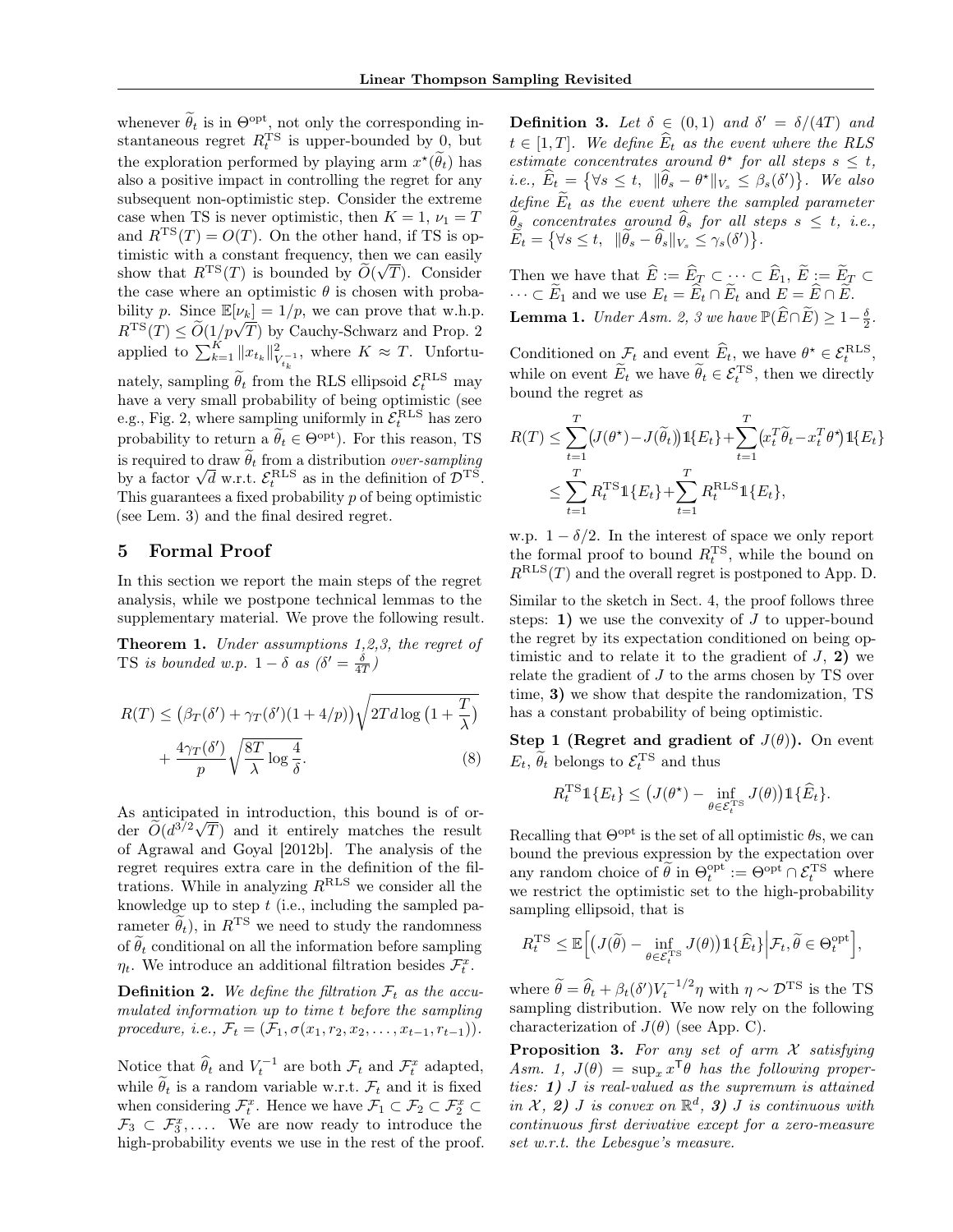whenever $\widetilde{\theta}_t$ is in $\Theta^{\text{opt}}$, not only the corresponding instantaneous regret $R_t^{\text{TS}}$ is upper-bounded by 0, but the exploration performed by playing arm $x^\star(\widetilde{\theta}_t)$ has also a positive impact in controlling the regret for any subsequent non-optimistic step. Consider the extreme case when TS is never optimistic, then $K = 1$, $\nu_1 = T$ and $R^{\text{TS}}(T) = O(T)$. On the other hand, if TS is optimistic with a constant frequency, then we can easily show that $R^{\text{TS}}(T)$ is bounded by $\widetilde{O}(\sqrt{T})$. Consider the case where an optimistic $\theta$ is chosen with probability $p$. Since $\mathbb{E}[\nu_k] = 1/p$, we can prove that w.h.p. $R^{\text{TS}}(T) \leq \widetilde{O}(1/p\sqrt{T})$ by Cauchy-Schwarz and Prop. 2 applied to $\sum_{k=1}^{K} \|x_{t_k}\|^2_{V_{t_k}^{-1}}$, where $K \approx T$. Unfortunately, sampling $\widetilde{\theta}_t$ from the RLS ellipsoid $\mathcal{E}_t^{\text{RLS}}$ may have a very small probability of being optimistic (see e.g., Fig. 2, where sampling uniformly in $\mathcal{E}_t^{\text{RLS}}$ has zero probability to return a $\widetilde{\theta}_t \in \Theta^{\text{opt}}$). For this reason, TS is required to draw $\widetilde{\theta}_t$ from a distribution *over-sampling* by a factor $\sqrt{d}$ w.r.t. $\mathcal{E}_t^{\text{RLS}}$ as in the definition of $\mathcal{D}^{\text{TS}}$. This guarantees a fixed probability $p$ of being optimistic (see Lem. 3) and the final desired regret.

## 5 Formal Proof

In this section we report the main steps of the regret analysis, while we postpone technical lemmas to the supplementary material. We prove the following result.

**Theorem 1.** *Under assumptions 1,2,3, the regret of* TS *is bounded w.p. $1-\delta$ as ($\delta' = \frac{\delta}{4T}$)*

$$R(T) \leq \big(\beta_T(\delta') + \gamma_T(\delta')(1 + 4/p)\big)\sqrt{2Td\log\Big(1 + \frac{T}{\lambda}\Big)} + \frac{4\gamma_T(\delta')}{p}\sqrt{\frac{8T}{\lambda}\log\frac{4}{\delta}}. \tag{8}$$

As anticipated in introduction, this bound is of order $\widetilde{O}(d^{3/2}\sqrt{T})$ and it entirely matches the result of Agrawal and Goyal [2012b]. The analysis of the regret requires extra care in the definition of the filtrations. While in analyzing $R^{\text{RLS}}$ we consider all the knowledge up to step $t$ (i.e., including the sampled parameter $\widetilde{\theta}_t$), in $R^{\text{TS}}$ we need to study the randomness of $\widetilde{\theta}_t$ conditional on all the information before sampling $\eta_t$. We introduce an additional filtration besides $\mathcal{F}_t^x$.

**Definition 2.** *We define the filtration $\mathcal{F}_t$ as the accumulated information up to time $t$ before the sampling procedure, i.e., $\mathcal{F}_t = (\mathcal{F}_1, \sigma(x_1, r_2, x_2, \ldots, x_{t-1}, r_{t-1}))$.*

Notice that $\widehat{\theta}_t$ and $V_t^{-1}$ are both $\mathcal{F}_t$ and $\mathcal{F}_t^x$ adapted, while $\widetilde{\theta}_t$ is a random variable w.r.t. $\mathcal{F}_t$ and it is fixed when considering $\mathcal{F}_t^x$. Hence we have $\mathcal{F}_1 \subset \mathcal{F}_2 \subset \mathcal{F}_2^x \subset \mathcal{F}_3 \subset \mathcal{F}_3^x, \ldots$. We are now ready to introduce the high-probability events we use in the rest of the proof.

**Definition 3.** *Let $\delta \in (0,1)$ and $\delta' = \delta/(4T)$ and $t \in [1,T]$. We define $\widehat{E}_t$ as the event where the RLS estimate concentrates around $\theta^\star$ for all steps $s \leq t$, i.e., $\widehat{E}_t = \big\{\forall s \leq t,\ \ \|\widehat{\theta}_s - \theta^\star\|_{V_s} \leq \beta_s(\delta')\big\}$. We also define $\widetilde{E}_t$ as the event where the sampled parameter $\widetilde{\theta}_s$ concentrates around $\widehat{\theta}_s$ for all steps $s \leq t$, i.e., $\widetilde{E}_t = \big\{\forall s \leq t,\ \ \|\widetilde{\theta}_s - \widehat{\theta}_s\|_{V_s} \leq \gamma_s(\delta')\big\}$.*

Then we have that $\widehat{E} := \widehat{E}_T \subset \cdots \subset \widehat{E}_1$, $\widetilde{E} := \widetilde{E}_T \subset \cdots \subset \widetilde{E}_1$ and we use $E_t = \widehat{E}_t \cap \widetilde{E}_t$ and $E = \widehat{E} \cap \widetilde{E}$.

**Lemma 1.** *Under Asm. 2, 3 we have $\mathbb{P}(\widehat{E} \cap \widetilde{E}) \geq 1 - \frac{\delta}{2}$.*

Conditioned on $\mathcal{F}_t$ and event $\widehat{E}_t$, we have $\theta^\star \in \mathcal{E}_t^{\text{RLS}}$, while on event $\widetilde{E}_t$ we have $\widetilde{\theta}_t \in \mathcal{E}_t^{\text{TS}}$, then we directly bound the regret as

$$\begin{aligned} R(T) &\leq \sum_{t=1}^{T}\big(J(\theta^\star) - J(\widetilde{\theta}_t)\big)\mathbb{1}\{E_t\} + \sum_{t=1}^{T}\big(x_t^T\widetilde{\theta}_t - x_t^T\theta^\star\big)\mathbb{1}\{E_t\} \\ &\leq \sum_{t=1}^{T} R_t^{\text{TS}}\mathbb{1}\{E_t\} + \sum_{t=1}^{T} R_t^{\text{RLS}}\mathbb{1}\{E_t\}, \end{aligned}$$

w.p. $1-\delta/2$. In the interest of space we only report the formal proof to bound $R_t^{\text{TS}}$, while the bound on $R^{\text{RLS}}(T)$ and the overall regret is postponed to App. D.

Similar to the sketch in Sect. 4, the proof follows three steps: **1)** we use the convexity of $J$ to upper-bound the regret by its expectation conditioned on being optimistic and to relate it to the gradient of $J$, **2)** we relate the gradient of $J$ to the arms chosen by TS over time, **3)** we show that despite the randomization, TS has a constant probability of being optimistic.

**Step 1 (Regret and gradient of $J(\theta)$).** On event $E_t$, $\widetilde{\theta}_t$ belongs to $\mathcal{E}_t^{\text{TS}}$ and thus

$$R_t^{\text{TS}}\mathbb{1}\{E_t\} \leq \big(J(\theta^\star) - \inf_{\theta \in \mathcal{E}_t^{\text{TS}}} J(\theta)\big)\mathbb{1}\{\widehat{E}_t\}.$$

Recalling that $\Theta^{\text{opt}}$ is the set of all optimistic $\theta$s, we can bound the previous expression by the expectation over any random choice of $\widetilde{\theta}$ in $\Theta_t^{\text{opt}} := \Theta^{\text{opt}} \cap \mathcal{E}_t^{\text{TS}}$ where we restrict the optimistic set to the high-probability sampling ellipsoid, that is

$$R_t^{\text{TS}} \leq \mathbb{E}\Big[\big(J(\widetilde{\theta}) - \inf_{\theta \in \mathcal{E}_t^{\text{TS}}} J(\theta)\big)\mathbb{1}\{\widehat{E}_t\}\Big|\mathcal{F}_t, \widetilde{\theta} \in \Theta_t^{\text{opt}}\Big],$$

where $\widetilde{\theta} = \widehat{\theta}_t + \beta_t(\delta')V_t^{-1/2}\eta$ with $\eta \sim \mathcal{D}^{\text{TS}}$ is the TS sampling distribution. We now rely on the following characterization of $J(\theta)$ (see App. C).

**Proposition 3.** *For any set of arm $\mathcal{X}$ satisfying Asm. 1, $J(\theta) = \sup_x x^\mathsf{T}\theta$ has the following properties: **1)** $J$ is real-valued as the supremum is attained in $\mathcal{X}$, **2)** $J$ is convex on $\mathbb{R}^d$, **3)** $J$ is continuous with continuous first derivative except for a zero-measure set w.r.t. the Lebesgue's measure.*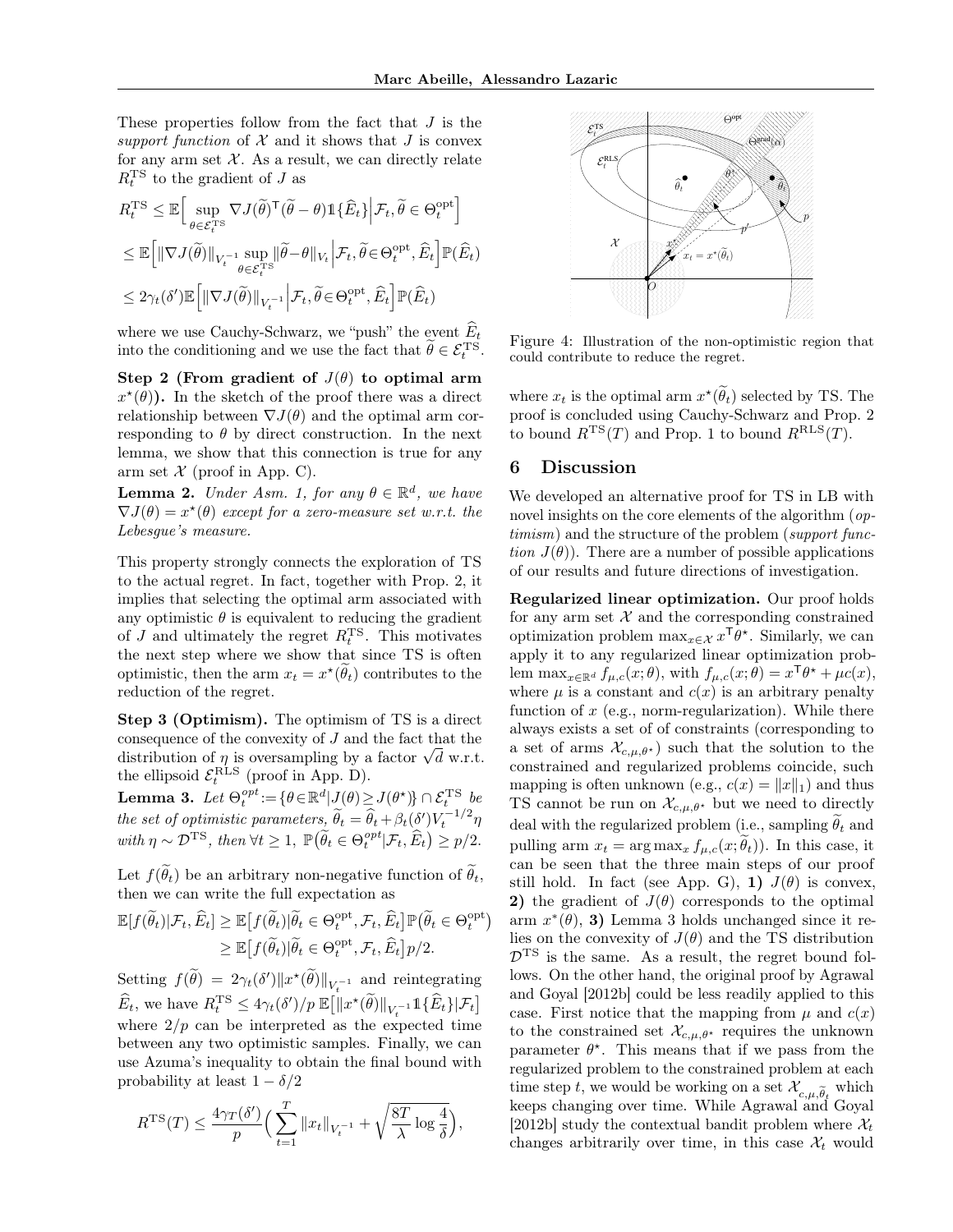These properties follow from the fact that $J$ is the *support function* of $\mathcal{X}$ and it shows that $J$ is convex for any arm set $\mathcal{X}$. As a result, we can directly relate $R_t^{\mathrm{TS}}$ to the gradient of $J$ as

$$
\begin{aligned}
R_t^{\mathrm{TS}} &\leq \mathbb{E}\Big[\sup_{\theta\in\mathcal{E}_t^{\mathrm{TS}}} \nabla J(\widetilde{\theta})^\mathsf{T}(\widetilde{\theta}-\theta)\mathbb{1}\{\widehat{E}_t\}\Big|\mathcal{F}_t, \widetilde{\theta}\in\Theta_t^{\mathrm{opt}}\Big] \\
&\leq \mathbb{E}\Big[\|\nabla J(\widetilde{\theta})\|_{V_t^{-1}} \sup_{\theta\in\mathcal{E}_t^{\mathrm{TS}}}\|\widetilde{\theta}-\theta\|_{V_t}\Big|\mathcal{F}_t, \widetilde{\theta}\in\Theta_t^{\mathrm{opt}}, \widehat{E}_t\Big]\mathbb{P}(\widehat{E}_t) \\
&\leq 2\gamma_t(\delta')\mathbb{E}\Big[\|\nabla J(\widetilde{\theta})\|_{V_t^{-1}}\Big|\mathcal{F}_t, \widetilde{\theta}\in\Theta_t^{\mathrm{opt}}, \widehat{E}_t\Big]\mathbb{P}(\widehat{E}_t)
\end{aligned}
$$

where we use Cauchy-Schwarz, we "push" the event $\widehat{E}_t$ into the conditioning and we use the fact that $\widetilde{\theta}\in\mathcal{E}_t^{\mathrm{TS}}$.

**Step 2 (From gradient of $J(\theta)$ to optimal arm $x^\star(\theta)$).** In the sketch of the proof there was a direct relationship between $\nabla J(\theta)$ and the optimal arm corresponding to $\theta$ by direct construction. In the next lemma, we show that this connection is true for any arm set $\mathcal{X}$ (proof in App. C).

**Lemma 2.** *Under Asm. 1, for any $\theta\in\mathbb{R}^d$, we have $\nabla J(\theta) = x^\star(\theta)$ except for a zero-measure set w.r.t. the Lebesgue's measure.*

This property strongly connects the exploration of TS to the actual regret. In fact, together with Prop. 2, it implies that selecting the optimal arm associated with any optimistic $\theta$ is equivalent to reducing the gradient of $J$ and ultimately the regret $R_t^{\mathrm{TS}}$. This motivates the next step where we show that since TS is often optimistic, then the arm $x_t = x^\star(\widetilde{\theta}_t)$ contributes to the reduction of the regret.

**Step 3 (Optimism).** The optimism of TS is a direct consequence of the convexity of $J$ and the fact that the distribution of $\eta$ is oversampling by a factor $\sqrt{d}$ w.r.t. the ellipsoid $\mathcal{E}_t^{\mathrm{RLS}}$ (proof in App. D).

**Lemma 3.** *Let $\Theta_t^{opt} := \{\theta\in\mathbb{R}^d | J(\theta)\geq J(\theta^\star)\}\cap\mathcal{E}_t^{\mathrm{TS}}$ be the set of optimistic parameters, $\widetilde{\theta}_t = \widehat{\theta}_t + \beta_t(\delta')V_t^{-1/2}\eta$ with $\eta\sim\mathcal{D}^{\mathrm{TS}}$, then $\forall t\geq 1$, $\mathbb{P}(\widetilde{\theta}_t\in\Theta_t^{opt}|\mathcal{F}_t,\widehat{E}_t)\geq p/2$.*

Let $f(\widetilde{\theta}_t)$ be an arbitrary non-negative function of $\widetilde{\theta}_t$, then we can write the full expectation as

$$
\begin{aligned}
\mathbb{E}[f(\widetilde{\theta}_t)|\mathcal{F}_t,\widehat{E}_t] &\geq \mathbb{E}\big[f(\widetilde{\theta}_t)|\widetilde{\theta}_t\in\Theta_t^{\mathrm{opt}},\mathcal{F}_t,\widehat{E}_t\big]\mathbb{P}\big(\widetilde{\theta}_t\in\Theta_t^{\mathrm{opt}}\big) \\
&\geq \mathbb{E}\big[f(\widetilde{\theta}_t)|\widetilde{\theta}_t\in\Theta_t^{\mathrm{opt}},\mathcal{F}_t,\widehat{E}_t\big]p/2.
\end{aligned}
$$

Setting $f(\widetilde{\theta}) = 2\gamma_t(\delta')\|x^\star(\widetilde{\theta})\|_{V_t^{-1}}$ and reintegrating $\widehat{E}_t$, we have $R_t^{\mathrm{TS}} \leq 4\gamma_t(\delta')/p\,\mathbb{E}\big[\|x^\star(\widetilde{\theta})\|_{V_t^{-1}}\mathbb{1}\{\widehat{E}_t\}|\mathcal{F}_t\big]$ where $2/p$ can be interpreted as the expected time between any two optimistic samples. Finally, we can use Azuma's inequality to obtain the final bound with probability at least $1-\delta/2$

$$
R^{\mathrm{TS}}(T) \leq \frac{4\gamma_T(\delta')}{p}\Big(\sum_{t=1}^T \|x_t\|_{V_t^{-1}} + \sqrt{\frac{8T}{\lambda}\log\frac{4}{\delta}}\Big),
$$

Figure 4: Illustration of the non-optimistic region that could contribute to reduce the regret.

where $x_t$ is the optimal arm $x^\star(\widetilde{\theta}_t)$ selected by TS. The proof is concluded using Cauchy-Schwarz and Prop. 2 to bound $R^{\mathrm{TS}}(T)$ and Prop. 1 to bound $R^{\mathrm{RLS}}(T)$.

## 6 Discussion

We developed an alternative proof for TS in LB with novel insights on the core elements of the algorithm (*optimism*) and the structure of the problem (*support function* $J(\theta)$). There are a number of possible applications of our results and future directions of investigation.

**Regularized linear optimization.** Our proof holds for any arm set $\mathcal{X}$ and the corresponding constrained optimization problem $\max_{x\in\mathcal{X}} x^\mathsf{T}\theta^\star$. Similarly, we can apply it to any regularized linear optimization problem $\max_{x\in\mathbb{R}^d} f_{\mu,c}(x;\theta)$, with $f_{\mu,c}(x;\theta) = x^\mathsf{T}\theta^\star + \mu c(x)$, where $\mu$ is a constant and $c(x)$ is an arbitrary penalty function of $x$ (e.g., norm-regularization). While there always exists a set of of constraints (corresponding to a set of arms $\mathcal{X}_{c,\mu,\theta^\star}$) such that the solution to the constrained and regularized problems coincide, such mapping is often unknown (e.g., $c(x) = \|x\|_1$) and thus TS cannot be run on $\mathcal{X}_{c,\mu,\theta^\star}$ but we need to directly deal with the regularized problem (i.e., sampling $\widetilde{\theta}_t$ and pulling arm $x_t = \arg\max_x f_{\mu,c}(x;\widetilde{\theta}_t)$). In this case, it can be seen that the three main steps of our proof still hold. In fact (see App. G), **1)** $J(\theta)$ is convex, **2)** the gradient of $J(\theta)$ corresponds to the optimal arm $x^*(\theta)$, **3)** Lemma 3 holds unchanged since it relies on the convexity of $J(\theta)$ and the TS distribution $\mathcal{D}^{\mathrm{TS}}$ is the same. As a result, the regret bound follows. On the other hand, the original proof by Agrawal and Goyal [2012b] could be less readily applied to this case. First notice that the mapping from $\mu$ and $c(x)$ to the constrained set $\mathcal{X}_{c,\mu,\theta^\star}$ requires the unknown parameter $\theta^\star$. This means that if we pass from the regularized problem to the constrained problem at each time step $t$, we would be working on a set $\mathcal{X}_{c,\mu,\widetilde{\theta}_t}$ which keeps changing over time. While Agrawal and Goyal [2012b] study the contextual bandit problem where $\mathcal{X}_t$ changes arbitrarily over time, in this case $\mathcal{X}_t$ would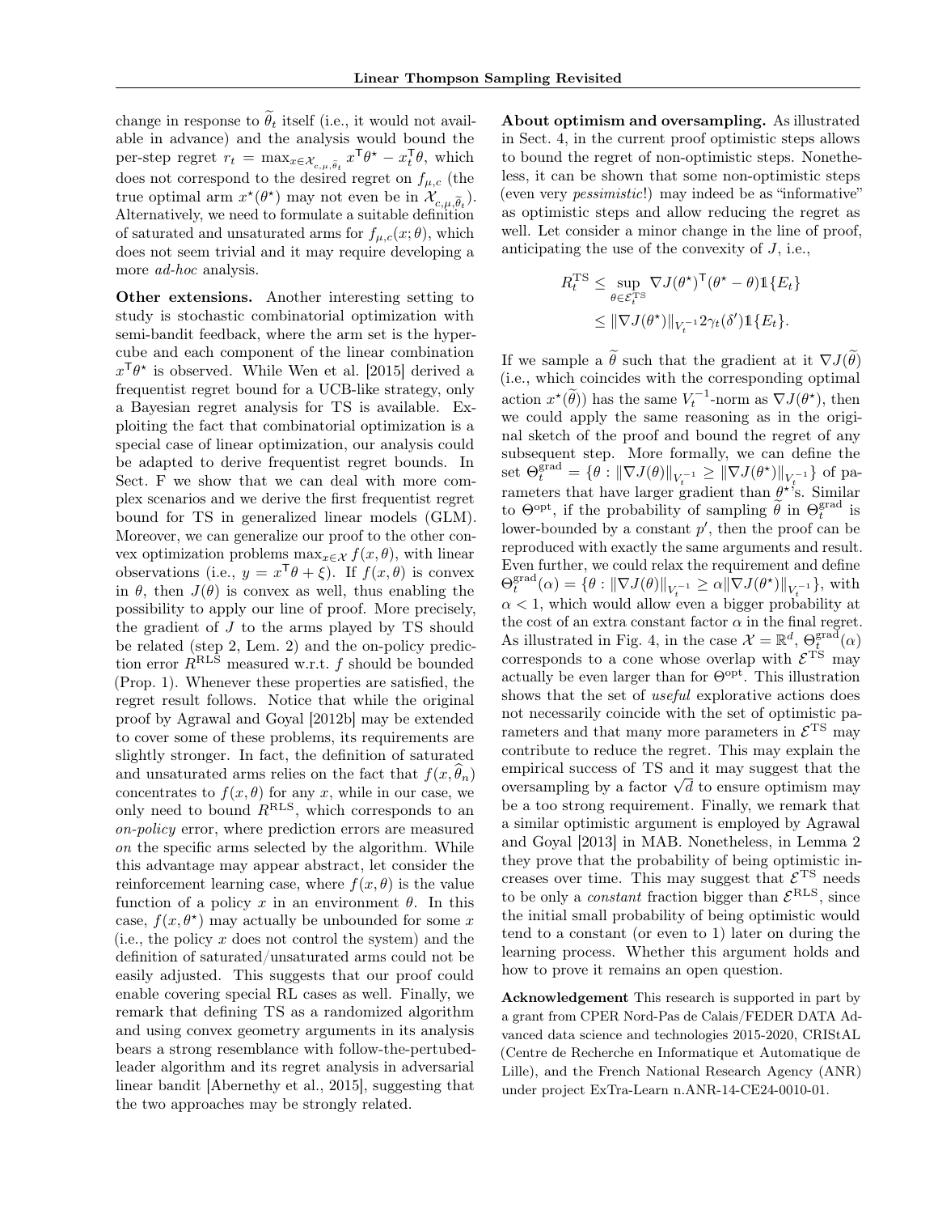change in response to $\widetilde{\theta}_t$ itself (i.e., it would not available in advance) and the analysis would bound the per-step regret $r_t = \max_{x \in \mathcal{X}_{c,\mu,\widetilde{\theta}_t}} x^\mathsf{T}\theta^\star - x_t^\mathsf{T}\theta$, which does not correspond to the desired regret on $f_{\mu,c}$ (the true optimal arm $x^\star(\theta^\star)$ may not even be in $\mathcal{X}_{c,\mu,\widetilde{\theta}_t}$). Alternatively, we need to formulate a suitable definition of saturated and unsaturated arms for $f_{\mu,c}(x;\theta)$, which does not seem trivial and it may require developing a more *ad-hoc* analysis.

**Other extensions.** Another interesting setting to study is stochastic combinatorial optimization with semi-bandit feedback, where the arm set is the hypercube and each component of the linear combination $x^\mathsf{T}\theta^\star$ is observed. While Wen et al. [2015] derived a frequentist regret bound for a UCB-like strategy, only a Bayesian regret analysis for TS is available. Exploiting the fact that combinatorial optimization is a special case of linear optimization, our analysis could be adapted to derive frequentist regret bounds. In Sect. F we show that we can deal with more complex scenarios and we derive the first frequentist regret bound for TS in generalized linear models (GLM). Moreover, we can generalize our proof to the other convex optimization problems $\max_{x\in\mathcal{X}} f(x,\theta)$, with linear observations (i.e., $y = x^\mathsf{T}\theta + \xi$). If $f(x,\theta)$ is convex in $\theta$, then $J(\theta)$ is convex as well, thus enabling the possibility to apply our line of proof. More precisely, the gradient of $J$ to the arms played by TS should be related (step 2, Lem. 2) and the on-policy prediction error $R^{\text{RLS}}$ measured w.r.t. $f$ should be bounded (Prop. 1). Whenever these properties are satisfied, the regret result follows. Notice that while the original proof by Agrawal and Goyal [2012b] may be extended to cover some of these problems, its requirements are slightly stronger. In fact, the definition of saturated and unsaturated arms relies on the fact that $f(x,\widehat{\theta}_n)$ concentrates to $f(x,\theta)$ for any $x$, while in our case, we only need to bound $R^{\text{RLS}}$, which corresponds to an *on-policy* error, where prediction errors are measured *on* the specific arms selected by the algorithm. While this advantage may appear abstract, let consider the reinforcement learning case, where $f(x,\theta)$ is the value function of a policy $x$ in an environment $\theta$. In this case, $f(x,\theta^\star)$ may actually be unbounded for some $x$ (i.e., the policy $x$ does not control the system) and the definition of saturated/unsaturated arms could not be easily adjusted. This suggests that our proof could enable covering special RL cases as well. Finally, we remark that defining TS as a randomized algorithm and using convex geometry arguments in its analysis bears a strong resemblance with follow-the-pertubed-leader algorithm and its regret analysis in adversarial linear bandit [Abernethy et al., 2015], suggesting that the two approaches may be strongly related.

**About optimism and oversampling.** As illustrated in Sect. 4, in the current proof optimistic steps allows to bound the regret of non-optimistic steps. Nonetheless, it can be shown that some non-optimistic steps (even very *pessimistic*!) may indeed be as "informative" as optimistic steps and allow reducing the regret as well. Let consider a minor change in the line of proof, anticipating the use of the convexity of $J$, i.e.,

$$
\begin{aligned}
R_t^{\text{TS}} &\leq \sup_{\theta\in\mathcal{E}_t^{\text{TS}}} \nabla J(\theta^\star)^\mathsf{T}(\theta^\star - \theta)\mathbb{1}\{E_t\} \\
&\leq \|\nabla J(\theta^\star)\|_{V_t^{-1}} 2\gamma_t(\delta')\mathbb{1}\{E_t\}.
\end{aligned}
$$

If we sample a $\widetilde{\theta}$ such that the gradient at it $\nabla J(\widetilde{\theta})$ (i.e., which coincides with the corresponding optimal action $x^\star(\widetilde{\theta})$) has the same $V_t^{-1}$-norm as $\nabla J(\theta^\star)$, then we could apply the same reasoning as in the original sketch of the proof and bound the regret of any subsequent step. More formally, we can define the set $\Theta_t^{\text{grad}} = \{\theta : \|\nabla J(\theta)\|_{V_t^{-1}} \geq \|\nabla J(\theta^\star)\|_{V_t^{-1}}\}$ of parameters that have larger gradient than $\theta^\star$'s. Similar to $\Theta^{\text{opt}}$, if the probability of sampling $\widetilde{\theta}$ in $\Theta_t^{\text{grad}}$ is lower-bounded by a constant $p'$, then the proof can be reproduced with exactly the same arguments and result. Even further, we could relax the requirement and define $\Theta_t^{\text{grad}}(\alpha) = \{\theta : \|\nabla J(\theta)\|_{V_t^{-1}} \geq \alpha\|\nabla J(\theta^\star)\|_{V_t^{-1}}\}$, with $\alpha < 1$, which would allow even a bigger probability at the cost of an extra constant factor $\alpha$ in the final regret. As illustrated in Fig. 4, in the case $\mathcal{X} = \mathbb{R}^d$, $\Theta_t^{\text{grad}}(\alpha)$ corresponds to a cone whose overlap with $\mathcal{E}^{\text{TS}}$ may actually be even larger than for $\Theta^{\text{opt}}$. This illustration shows that the set of *useful* explorative actions does not necessarily coincide with the set of optimistic parameters and that many more parameters in $\mathcal{E}^{\text{TS}}$ may contribute to reduce the regret. This may explain the empirical success of TS and it may suggest that the oversampling by a factor $\sqrt{d}$ to ensure optimism may be a too strong requirement. Finally, we remark that a similar optimistic argument is employed by Agrawal and Goyal [2013] in MAB. Nonetheless, in Lemma 2 they prove that the probability of being optimistic increases over time. This may suggest that $\mathcal{E}^{\text{TS}}$ needs to be only a *constant* fraction bigger than $\mathcal{E}^{\text{RLS}}$, since the initial small probability of being optimistic would tend to a constant (or even to 1) later on during the learning process. Whether this argument holds and how to prove it remains an open question.

**Acknowledgement** This research is supported in part by a grant from CPER Nord-Pas de Calais/FEDER DATA Advanced data science and technologies 2015-2020, CRIStAL (Centre de Recherche en Informatique et Automatique de Lille), and the French National Research Agency (ANR) under project ExTra-Learn n.ANR-14-CE24-0010-01.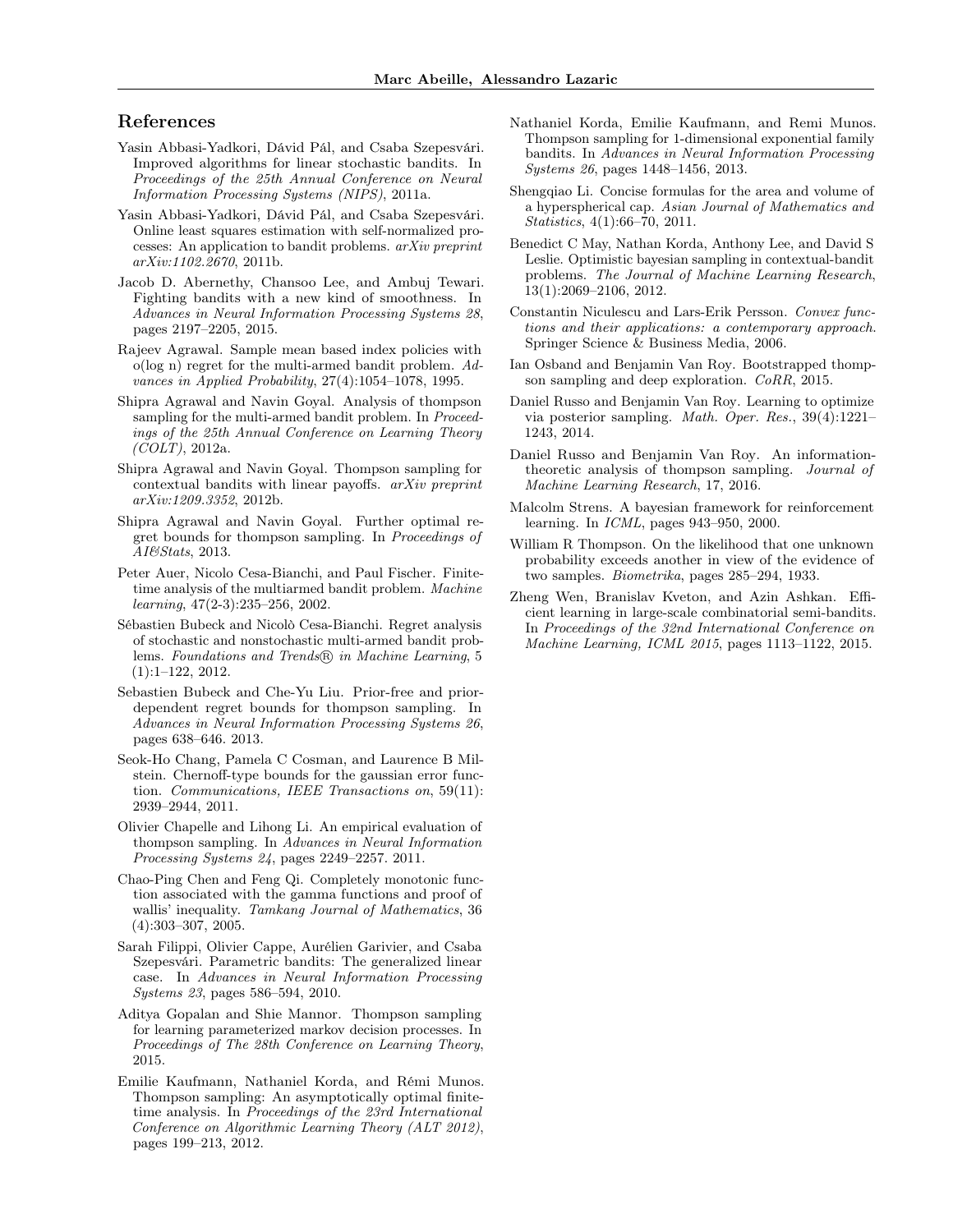## References

Yasin Abbasi-Yadkori, Dávid Pál, and Csaba Szepesvári. Improved algorithms for linear stochastic bandits. In *Proceedings of the 25th Annual Conference on Neural Information Processing Systems (NIPS)*, 2011a.

Yasin Abbasi-Yadkori, Dávid Pál, and Csaba Szepesvári. Online least squares estimation with self-normalized processes: An application to bandit problems. *arXiv preprint arXiv:1102.2670*, 2011b.

Jacob D. Abernethy, Chansoo Lee, and Ambuj Tewari. Fighting bandits with a new kind of smoothness. In *Advances in Neural Information Processing Systems 28*, pages 2197–2205, 2015.

Rajeev Agrawal. Sample mean based index policies with o(log n) regret for the multi-armed bandit problem. *Advances in Applied Probability*, 27(4):1054–1078, 1995.

Shipra Agrawal and Navin Goyal. Analysis of thompson sampling for the multi-armed bandit problem. In *Proceedings of the 25th Annual Conference on Learning Theory (COLT)*, 2012a.

Shipra Agrawal and Navin Goyal. Thompson sampling for contextual bandits with linear payoffs. *arXiv preprint arXiv:1209.3352*, 2012b.

Shipra Agrawal and Navin Goyal. Further optimal regret bounds for thompson sampling. In *Proceedings of AI&Stats*, 2013.

Peter Auer, Nicolo Cesa-Bianchi, and Paul Fischer. Finite-time analysis of the multiarmed bandit problem. *Machine learning*, 47(2-3):235–256, 2002.

Sébastien Bubeck and Nicolò Cesa-Bianchi. Regret analysis of stochastic and nonstochastic multi-armed bandit problems. *Foundations and Trends® in Machine Learning*, 5 (1):1–122, 2012.

Sebastien Bubeck and Che-Yu Liu. Prior-free and prior-dependent regret bounds for thompson sampling. In *Advances in Neural Information Processing Systems 26*, pages 638–646. 2013.

Seok-Ho Chang, Pamela C Cosman, and Laurence B Milstein. Chernoff-type bounds for the gaussian error function. *Communications, IEEE Transactions on*, 59(11): 2939–2944, 2011.

Olivier Chapelle and Lihong Li. An empirical evaluation of thompson sampling. In *Advances in Neural Information Processing Systems 24*, pages 2249–2257. 2011.

Chao-Ping Chen and Feng Qi. Completely monotonic function associated with the gamma functions and proof of wallis' inequality. *Tamkang Journal of Mathematics*, 36 (4):303–307, 2005.

Sarah Filippi, Olivier Cappe, Aurélien Garivier, and Csaba Szepesvári. Parametric bandits: The generalized linear case. In *Advances in Neural Information Processing Systems 23*, pages 586–594, 2010.

Aditya Gopalan and Shie Mannor. Thompson sampling for learning parameterized markov decision processes. In *Proceedings of The 28th Conference on Learning Theory*, 2015.

Emilie Kaufmann, Nathaniel Korda, and Rémi Munos. Thompson sampling: An asymptotically optimal finite-time analysis. In *Proceedings of the 23rd International Conference on Algorithmic Learning Theory (ALT 2012)*, pages 199–213, 2012.

Nathaniel Korda, Emilie Kaufmann, and Remi Munos. Thompson sampling for 1-dimensional exponential family bandits. In *Advances in Neural Information Processing Systems 26*, pages 1448–1456, 2013.

Shengqiao Li. Concise formulas for the area and volume of a hyperspherical cap. *Asian Journal of Mathematics and Statistics*, 4(1):66–70, 2011.

Benedict C May, Nathan Korda, Anthony Lee, and David S Leslie. Optimistic bayesian sampling in contextual-bandit problems. *The Journal of Machine Learning Research*, 13(1):2069–2106, 2012.

Constantin Niculescu and Lars-Erik Persson. *Convex functions and their applications: a contemporary approach*. Springer Science & Business Media, 2006.

Ian Osband and Benjamin Van Roy. Bootstrapped thompson sampling and deep exploration. *CoRR*, 2015.

Daniel Russo and Benjamin Van Roy. Learning to optimize via posterior sampling. *Math. Oper. Res.*, 39(4):1221–1243, 2014.

Daniel Russo and Benjamin Van Roy. An information-theoretic analysis of thompson sampling. *Journal of Machine Learning Research*, 17, 2016.

Malcolm Strens. A bayesian framework for reinforcement learning. In *ICML*, pages 943–950, 2000.

William R Thompson. On the likelihood that one unknown probability exceeds another in view of the evidence of two samples. *Biometrika*, pages 285–294, 1933.

Zheng Wen, Branislav Kveton, and Azin Ashkan. Efficient learning in large-scale combinatorial semi-bandits. In *Proceedings of the 32nd International Conference on Machine Learning, ICML 2015*, pages 1113–1122, 2015.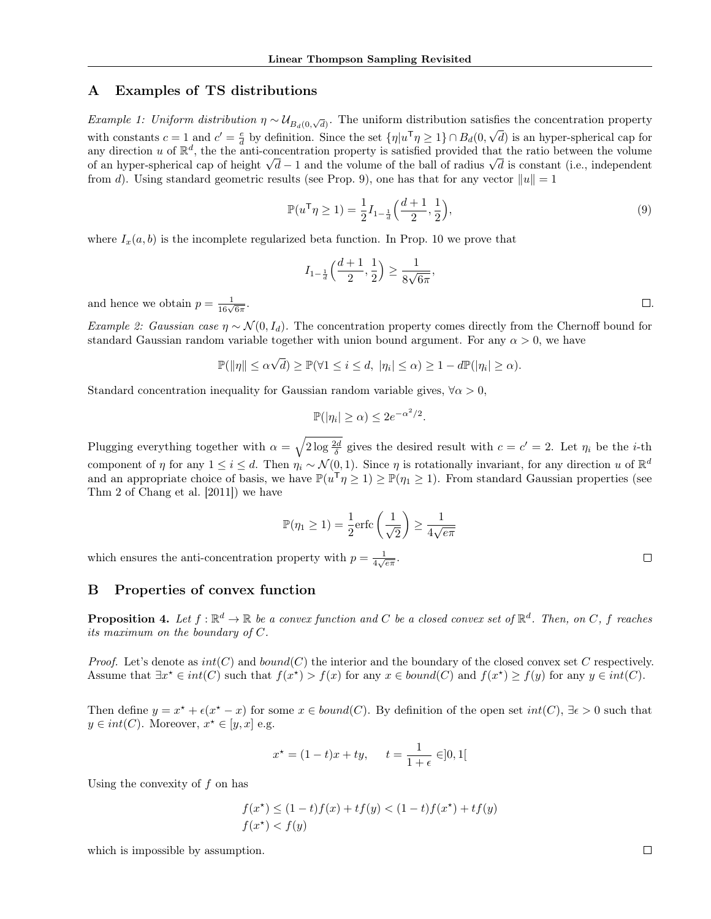## A Examples of TS distributions

*Example 1: Uniform distribution $\eta \sim \mathcal{U}_{B_d(0,\sqrt{d})}$.* The uniform distribution satisfies the concentration property with constants $c = 1$ and $c' = \frac{e}{d}$ by definition. Since the set $\{\eta | u^\mathsf{T}\eta \geq 1\} \cap B_d(0, \sqrt{d})$ is an hyper-spherical cap for any direction $u$ of $\mathbb{R}^d$, the the anti-concentration property is satisfied provided that the ratio between the volume of an hyper-spherical cap of height $\sqrt{d} - 1$ and the volume of the ball of radius $\sqrt{d}$ is constant (i.e., independent from $d$). Using standard geometric results (see Prop. 9), one has that for any vector $\|u\| = 1$

$$\mathbb{P}(u^\mathsf{T}\eta \geq 1) = \frac{1}{2} I_{1-\frac{1}{d}}\Big(\frac{d+1}{2}, \frac{1}{2}\Big), \tag{9}$$

where $I_x(a, b)$ is the incomplete regularized beta function. In Prop. 10 we prove that

$$I_{1-\frac{1}{d}}\Big(\frac{d+1}{2}, \frac{1}{2}\Big) \geq \frac{1}{8\sqrt{6\pi}},$$

and hence we obtain $p = \frac{1}{16\sqrt{6\pi}}$. □

*Example 2: Gaussian case $\eta \sim \mathcal{N}(0, I_d)$.* The concentration property comes directly from the Chernoff bound for standard Gaussian random variable together with union bound argument. For any $\alpha > 0$, we have

$$\mathbb{P}(\|\eta\| \leq \alpha\sqrt{d}) \geq \mathbb{P}(\forall 1 \leq i \leq d,\ |\eta_i| \leq \alpha) \geq 1 - d\mathbb{P}(|\eta_i| \geq \alpha).$$

Standard concentration inequality for Gaussian random variable gives, $\forall \alpha > 0$,

$$\mathbb{P}(|\eta_i| \geq \alpha) \leq 2e^{-\alpha^2/2}.$$

Plugging everything together with $\alpha = \sqrt{2 \log \frac{2d}{\delta}}$ gives the desired result with $c = c' = 2$. Let $\eta_i$ be the $i$-th component of $\eta$ for any $1 \leq i \leq d$. Then $\eta_i \sim \mathcal{N}(0, 1)$. Since $\eta$ is rotationally invariant, for any direction $u$ of $\mathbb{R}^d$ and an appropriate choice of basis, we have $\mathbb{P}(u^\mathsf{T}\eta \geq 1) \geq \mathbb{P}(\eta_1 \geq 1)$. From standard Gaussian properties (see Thm 2 of Chang et al. [2011]) we have

$$\mathbb{P}(\eta_1 \geq 1) = \frac{1}{2}\text{erfc}\left(\frac{1}{\sqrt{2}}\right) \geq \frac{1}{4\sqrt{e\pi}}$$

which ensures the anti-concentration property with $p = \frac{1}{4\sqrt{e\pi}}$. □

## B Properties of convex function

**Proposition 4.** *Let $f : \mathbb{R}^d \to \mathbb{R}$ be a convex function and $C$ be a closed convex set of $\mathbb{R}^d$. Then, on $C$, $f$ reaches its maximum on the boundary of $C$.*

*Proof.* Let's denote as $int(C)$ and $bound(C)$ the interior and the boundary of the closed convex set $C$ respectively. Assume that $\exists x^\star \in int(C)$ such that $f(x^\star) > f(x)$ for any $x \in bound(C)$ and $f(x^\star) \geq f(y)$ for any $y \in int(C)$.

Then define $y = x^\star + \epsilon(x^\star - x)$ for some $x \in bound(C)$. By definition of the open set $int(C)$, $\exists \epsilon > 0$ such that $y \in int(C)$. Moreover, $x^\star \in [y, x]$ e.g.

$$x^\star = (1-t)x + ty, \qquad t = \frac{1}{1+\epsilon} \in ]0, 1[$$

Using the convexity of $f$ on has

$$f(x^\star) \leq (1-t)f(x) + tf(y) < (1-t)f(x^\star) + tf(y)$$
$$f(x^\star) < f(y)$$

which is impossible by assumption. □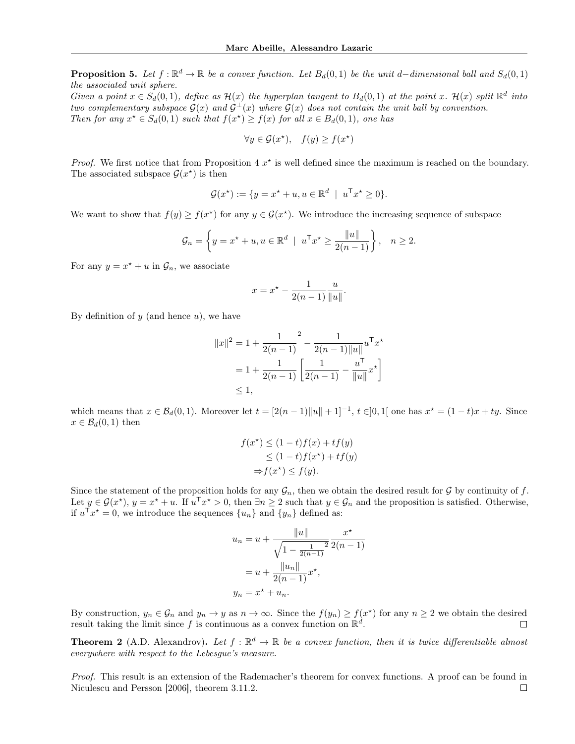**Proposition 5.** *Let $f : \mathbb{R}^d \to \mathbb{R}$ be a convex function. Let $B_d(0,1)$ be the unit $d-$dimensional ball and $S_d(0,1)$ the associated unit sphere.*
*Given a point $x \in S_d(0,1)$, define as $\mathcal{H}(x)$ the hyperplan tangent to $B_d(0,1)$ at the point $x$. $\mathcal{H}(x)$ split $\mathbb{R}^d$ into two complementary subspace $\mathcal{G}(x)$ and $\mathcal{G}^\perp(x)$ where $\mathcal{G}(x)$ does not contain the unit ball by convention.*
*Then for any $x^\star \in S_d(0,1)$ such that $f(x^\star) \geq f(x)$ for all $x \in B_d(0,1)$, one has*

$$\forall y \in \mathcal{G}(x^\star), \quad f(y) \geq f(x^\star)$$

*Proof.* We first notice that from Proposition 4 $x^\star$ is well defined since the maximum is reached on the boundary. The associated subspace $\mathcal{G}(x^\star)$ is then

$$\mathcal{G}(x^\star) := \{y = x^\star + u, u \in \mathbb{R}^d \;\mid\; u^\mathsf{T} x^\star \geq 0\}.$$

We want to show that $f(y) \geq f(x^\star)$ for any $y \in \mathcal{G}(x^\star)$. We introduce the increasing sequence of subspace

$$\mathcal{G}_n = \left\{ y = x^\star + u, u \in \mathbb{R}^d \;\mid\; u^\mathsf{T} x^\star \geq \frac{\|u\|}{2(n-1)} \right\}, \quad n \geq 2.$$

For any $y = x^\star + u$ in $\mathcal{G}_n$, we associate

$$x = x^\star - \frac{1}{2(n-1)} \frac{u}{\|u\|}.$$

By definition of $y$ (and hence $u$), we have

$$\begin{aligned}
\|x\|^2 &= 1 + \frac{1}{2(n-1)}^2 - \frac{1}{2(n-1)\|u\|} u^\mathsf{T} x^\star \\
&= 1 + \frac{1}{2(n-1)} \left[ \frac{1}{2(n-1)} - \frac{u^\mathsf{T}}{\|u\|} x^\star \right] \\
&\leq 1,
\end{aligned}$$

which means that $x \in \mathcal{B}_d(0,1)$. Moreover let $t = [2(n-1)\|u\| + 1]^{-1}$, $t \in ]0,1[$ one has $x^\star = (1-t)x + ty$. Since $x \in \mathcal{B}_d(0,1)$ then

$$\begin{aligned}
f(x^\star) &\leq (1-t)f(x) + tf(y) \\
&\leq (1-t)f(x^\star) + tf(y) \\
\Rightarrow & f(x^\star) \leq f(y).
\end{aligned}$$

Since the statement of the proposition holds for any $\mathcal{G}_n$, then we obtain the desired result for $\mathcal{G}$ by continuity of $f$. Let $y \in \mathcal{G}(x^\star)$, $y = x^\star + u$. If $u^\mathsf{T} x^\star > 0$, then $\exists n \geq 2$ such that $y \in \mathcal{G}_n$ and the proposition is satisfied. Otherwise, if $u^\mathsf{T} x^\star = 0$, we introduce the sequences $\{u_n\}$ and $\{y_n\}$ defined as:

$$\begin{aligned}
u_n &= u + \frac{\|u\|}{\sqrt{1 - \frac{1}{2(n-1)}^2}} \frac{x^\star}{2(n-1)} \\
&= u + \frac{\|u_n\|}{2(n-1)} x^\star, \\
y_n &= x^\star + u_n.
\end{aligned}$$

By construction, $y_n \in \mathcal{G}_n$ and $y_n \to y$ as $n \to \infty$. Since the $f(y_n) \geq f(x^\star)$ for any $n \geq 2$ we obtain the desired result taking the limit since $f$ is continuous as a convex function on $\mathbb{R}^d$. □

**Theorem 2** (A.D. Alexandrov)**.** *Let $f : \mathbb{R}^d \to \mathbb{R}$ be a convex function, then it is twice differentiable almost everywhere with respect to the Lebesgue's measure.*

*Proof.* This result is an extension of the Rademacher's theorem for convex functions. A proof can be found in Niculescu and Persson [2006], theorem 3.11.2. □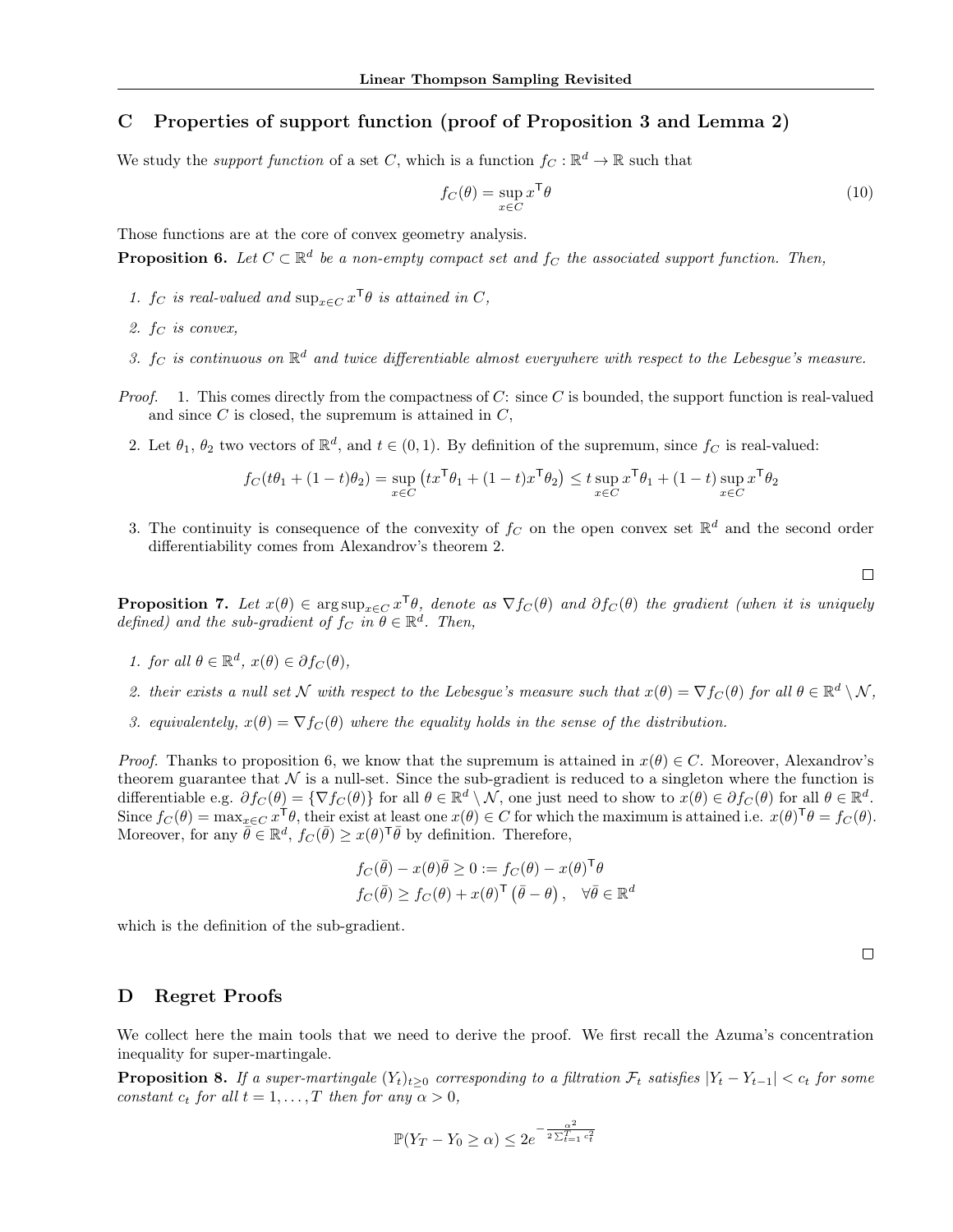## C Properties of support function (proof of Proposition 3 and Lemma 2)

We study the *support function* of a set $C$, which is a function $f_C : \mathbb{R}^d \to \mathbb{R}$ such that

$$f_C(\theta) = \sup_{x \in C} x^\mathsf{T} \theta \tag{10}$$

Those functions are at the core of convex geometry analysis.

**Proposition 6.** *Let $C \subset \mathbb{R}^d$ be a non-empty compact set and $f_C$ the associated support function. Then,*

1. *$f_C$ is real-valued and $\sup_{x\in C} x^\mathsf{T}\theta$ is attained in $C$,*
2. *$f_C$ is convex,*
3. *$f_C$ is continuous on $\mathbb{R}^d$ and twice differentiable almost everywhere with respect to the Lebesgue's measure.*

*Proof.* 1. This comes directly from the compactness of $C$: since $C$ is bounded, the support function is real-valued and since $C$ is closed, the supremum is attained in $C$,

2. Let $\theta_1$, $\theta_2$ two vectors of $\mathbb{R}^d$, and $t \in (0, 1)$. By definition of the supremum, since $f_C$ is real-valued:

$$f_C(t\theta_1 + (1-t)\theta_2) = \sup_{x\in C} \left(t x^\mathsf{T}\theta_1 + (1-t) x^\mathsf{T}\theta_2\right) \le t \sup_{x\in C} x^\mathsf{T}\theta_1 + (1-t)\sup_{x\in C} x^\mathsf{T}\theta_2$$

3. The continuity is consequence of the convexity of $f_C$ on the open convex set $\mathbb{R}^d$ and the second order differentiability comes from Alexandrov's theorem 2.

□

**Proposition 7.** *Let $x(\theta) \in \arg\sup_{x\in C} x^\mathsf{T}\theta$, denote as $\nabla f_C(\theta)$ and $\partial f_C(\theta)$ the gradient (when it is uniquely defined) and the sub-gradient of $f_C$ in $\theta \in \mathbb{R}^d$. Then,*

1. *for all $\theta \in \mathbb{R}^d$, $x(\theta) \in \partial f_C(\theta)$,*
2. *their exists a null set $\mathcal{N}$ with respect to the Lebesgue's measure such that $x(\theta) = \nabla f_C(\theta)$ for all $\theta \in \mathbb{R}^d \setminus \mathcal{N}$,*
3. *equivalentely, $x(\theta) = \nabla f_C(\theta)$ where the equality holds in the sense of the distribution.*

*Proof.* Thanks to proposition 6, we know that the supremum is attained in $x(\theta) \in C$. Moreover, Alexandrov's theorem guarantee that $\mathcal{N}$ is a null-set. Since the sub-gradient is reduced to a singleton where the function is differentiable e.g. $\partial f_C(\theta) = \{\nabla f_C(\theta)\}$ for all $\theta \in \mathbb{R}^d \setminus \mathcal{N}$, one just need to show to $x(\theta) \in \partial f_C(\theta)$ for all $\theta \in \mathbb{R}^d$. Since $f_C(\theta) = \max_{x\in C} x^\mathsf{T}\theta$, their exist at least one $x(\theta) \in C$ for which the maximum is attained i.e. $x(\theta)^\mathsf{T}\theta = f_C(\theta)$. Moreover, for any $\bar{\theta} \in \mathbb{R}^d$, $f_C(\bar{\theta}) \ge x(\theta)^\mathsf{T}\bar{\theta}$ by definition. Therefore,

$$\begin{aligned}
f_C(\bar{\theta}) - x(\theta)\bar{\theta} \ge 0 &:= f_C(\theta) - x(\theta)^\mathsf{T}\theta \\
f_C(\bar{\theta}) &\ge f_C(\theta) + x(\theta)^\mathsf{T}\left(\bar{\theta} - \theta\right), \quad \forall \bar{\theta} \in \mathbb{R}^d
\end{aligned}$$

which is the definition of the sub-gradient.

□

## D Regret Proofs

We collect here the main tools that we need to derive the proof. We first recall the Azuma's concentration inequality for super-martingale.

**Proposition 8.** *If a super-martingale $(Y_t)_{t\ge 0}$ corresponding to a filtration $\mathcal{F}_t$ satisfies $|Y_t - Y_{t-1}| < c_t$ for some constant $c_t$ for all $t = 1, \ldots, T$ then for any $\alpha > 0$,*

$$\mathbb{P}(Y_T - Y_0 \ge \alpha) \le 2e^{-\frac{\alpha^2}{2\sum_{t=1}^T c_t^2}}$$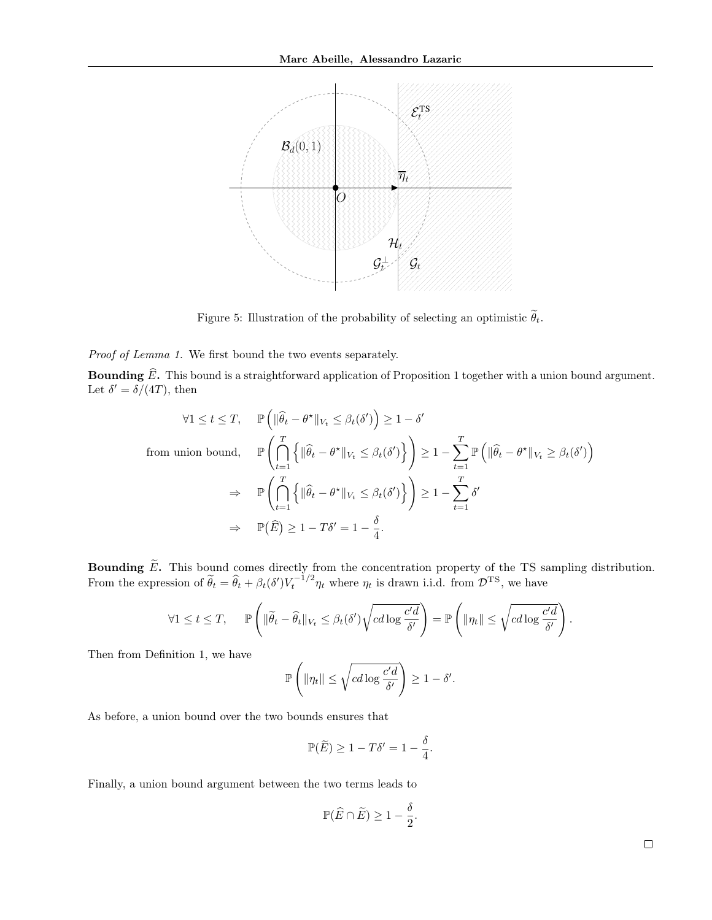Figure 5: Illustration of the probability of selecting an optimistic $\widetilde{\theta}_t$.

*Proof of Lemma 1.* We first bound the two events separately.

**Bounding $\widehat{E}$.** This bound is a straightforward application of Proposition 1 together with a union bound argument. Let $\delta' = \delta/(4T)$, then

$$
\begin{aligned}
\forall 1 \leq t \leq T, \quad & \mathbb{P}\left( \|\widehat{\theta}_t - \theta^\star\|_{V_t} \leq \beta_t(\delta') \right) \geq 1 - \delta' \\
\text{from union bound,} \quad & \mathbb{P}\left( \bigcap_{t=1}^{T} \left\{ \|\widehat{\theta}_t - \theta^\star\|_{V_t} \leq \beta_t(\delta') \right\} \right) \geq 1 - \sum_{t=1}^{T} \mathbb{P}\left( \|\widehat{\theta}_t - \theta^\star\|_{V_t} \geq \beta_t(\delta') \right) \\
\Rightarrow \quad & \mathbb{P}\left( \bigcap_{t=1}^{T} \left\{ \|\widehat{\theta}_t - \theta^\star\|_{V_t} \leq \beta_t(\delta') \right\} \right) \geq 1 - \sum_{t=1}^{T} \delta' \\
\Rightarrow \quad & \mathbb{P}\big(\widehat{E}\big) \geq 1 - T\delta' = 1 - \frac{\delta}{4}.
\end{aligned}
$$

**Bounding $\widetilde{E}$.** This bound comes directly from the concentration property of the TS sampling distribution. From the expression of $\widetilde{\theta}_t = \widehat{\theta}_t + \beta_t(\delta') V_t^{-1/2} \eta_t$ where $\eta_t$ is drawn i.i.d. from $\mathcal{D}^{\text{TS}}$, we have

$$
\forall 1 \leq t \leq T, \quad \mathbb{P}\left( \|\widetilde{\theta}_t - \widehat{\theta}_t\|_{V_t} \leq \beta_t(\delta') \sqrt{cd \log \frac{c'd}{\delta'}} \right) = \mathbb{P}\left( \|\eta_t\| \leq \sqrt{cd \log \frac{c'd}{\delta'}} \right).
$$

Then from Definition 1, we have

$$
\mathbb{P}\left( \|\eta_t\| \leq \sqrt{cd \log \frac{c'd}{\delta'}} \right) \geq 1 - \delta'.
$$

As before, a union bound over the two bounds ensures that

$$
\mathbb{P}(\widetilde{E}) \geq 1 - T\delta' = 1 - \frac{\delta}{4}.
$$

Finally, a union bound argument between the two terms leads to

$$
\mathbb{P}(\widehat{E} \cap \widetilde{E}) \geq 1 - \frac{\delta}{2}.
$$

$\square$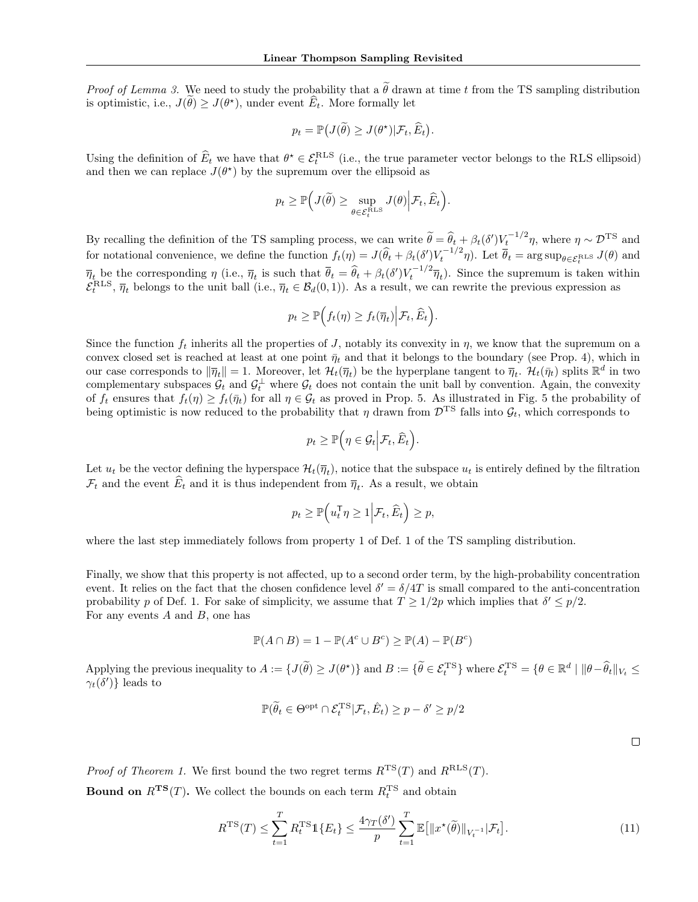*Proof of Lemma 3.* We need to study the probability that a $\widetilde{\theta}$ drawn at time $t$ from the TS sampling distribution is optimistic, i.e., $J(\widetilde{\theta}) \geq J(\theta^\star)$, under event $\widehat{E}_t$. More formally let

$$p_t = \mathbb{P}\big(J(\widetilde{\theta}) \geq J(\theta^\star) | \mathcal{F}_t, \widehat{E}_t\big).$$

Using the definition of $\widehat{E}_t$ we have that $\theta^\star \in \mathcal{E}_t^{\text{RLS}}$ (i.e., the true parameter vector belongs to the RLS ellipsoid) and then we can replace $J(\theta^\star)$ by the supremum over the ellipsoid as

$$p_t \geq \mathbb{P}\Big(J(\widetilde{\theta}) \geq \sup_{\theta \in \mathcal{E}_t^{\text{RLS}}} J(\theta) \Big| \mathcal{F}_t, \widehat{E}_t\Big).$$

By recalling the definition of the TS sampling process, we can write $\widetilde{\theta} = \widehat{\theta}_t + \beta_t(\delta') V_t^{-1/2}\eta$, where $\eta \sim \mathcal{D}^{\text{TS}}$ and for notational convenience, we define the function $f_t(\eta) = J(\widehat{\theta}_t + \beta_t(\delta') V_t^{-1/2}\eta)$. Let $\overline{\theta}_t = \arg\sup_{\theta \in \mathcal{E}_t^{\text{RLS}}} J(\theta)$ and $\overline{\eta}_t$ be the corresponding $\eta$ (i.e., $\overline{\eta}_t$ is such that $\overline{\theta}_t = \widehat{\theta}_t + \beta_t(\delta') V_t^{-1/2}\overline{\eta}_t$). Since the supremum is taken within $\mathcal{E}_t^{\text{RLS}}$, $\overline{\eta}_t$ belongs to the unit ball (i.e., $\overline{\eta}_t \in \mathcal{B}_d(0, 1)$). As a result, we can rewrite the previous expression as

$$p_t \geq \mathbb{P}\Big(f_t(\eta) \geq f_t(\overline{\eta}_t) \Big| \mathcal{F}_t, \widehat{E}_t\Big).$$

Since the function $f_t$ inherits all the properties of $J$, notably its convexity in $\eta$, we know that the supremum on a convex closed set is reached at least at one point $\bar{\eta}_t$ and that it belongs to the boundary (see Prop. 4), which in our case corresponds to $\|\overline{\eta}_t\| = 1$. Moreover, let $\mathcal{H}_t(\overline{\eta}_t)$ be the hyperplane tangent to $\overline{\eta}_t$. $\mathcal{H}_t(\bar{\eta}_t)$ splits $\mathbb{R}^d$ in two complementary subspaces $\mathcal{G}_t$ and $\mathcal{G}_t^\perp$ where $\mathcal{G}_t$ does not contain the unit ball by convention. Again, the convexity of $f_t$ ensures that $f_t(\eta) \geq f_t(\bar{\eta}_t)$ for all $\eta \in \mathcal{G}_t$ as proved in Prop. 5. As illustrated in Fig. 5 the probability of being optimistic is now reduced to the probability that $\eta$ drawn from $\mathcal{D}^{\text{TS}}$ falls into $\mathcal{G}_t$, which corresponds to

$$p_t \geq \mathbb{P}\Big(\eta \in \mathcal{G}_t \Big| \mathcal{F}_t, \widehat{E}_t\Big).$$

Let $u_t$ be the vector defining the hyperspace $\mathcal{H}_t(\overline{\eta}_t)$, notice that the subspace $u_t$ is entirely defined by the filtration $\mathcal{F}_t$ and the event $\widehat{E}_t$ and it is thus independent from $\overline{\eta}_t$. As a result, we obtain

$$p_t \geq \mathbb{P}\Big(u_t^\mathsf{T}\eta \geq 1 \Big| \mathcal{F}_t, \widehat{E}_t\Big) \geq p,$$

where the last step immediately follows from property 1 of Def. 1 of the TS sampling distribution.

Finally, we show that this property is not affected, up to a second order term, by the high-probability concentration event. It relies on the fact that the chosen confidence level $\delta' = \delta/4T$ is small compared to the anti-concentration probability $p$ of Def. 1. For sake of simplicity, we assume that $T \geq 1/2p$ which implies that $\delta' \leq p/2$.
For any events $A$ and $B$, one has

$$\mathbb{P}(A \cap B) = 1 - \mathbb{P}(A^c \cup B^c) \geq \mathbb{P}(A) - \mathbb{P}(B^c)$$

Applying the previous inequality to $A := \{J(\widetilde{\theta}) \geq J(\theta^\star)\}$ and $B := \{\widetilde{\theta} \in \mathcal{E}_t^{\text{TS}}\}$ where $\mathcal{E}_t^{\text{TS}} = \{\theta \in \mathbb{R}^d \mid \|\theta - \widehat{\theta}_t\|_{V_t} \leq \gamma_t(\delta')\}$ leads to

$$\mathbb{P}(\widetilde{\theta}_t \in \Theta^{\text{opt}} \cap \mathcal{E}_t^{\text{TS}} | \mathcal{F}_t, \hat{E}_t) \geq p - \delta' \geq p/2$$

□

*Proof of Theorem 1.* We first bound the two regret terms $R^{\text{TS}}(T)$ and $R^{\text{RLS}}(T)$.

**Bound on $R^{\text{TS}}(T)$.** We collect the bounds on each term $R_t^{\text{TS}}$ and obtain

$$R^{\text{TS}}(T) \leq \sum_{t=1}^{T} R_t^{\text{TS}} \mathbb{1}\{E_t\} \leq \frac{4\gamma_T(\delta')}{p} \sum_{t=1}^{T} \mathbb{E}\big[\|x^\star(\widetilde{\theta})\|_{V_t^{-1}} | \mathcal{F}_t\big]. \tag{11}$$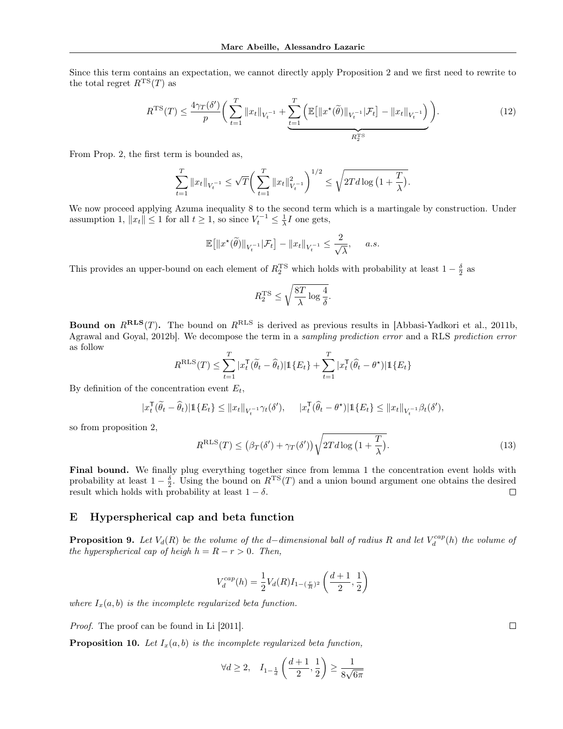Since this term contains an expectation, we cannot directly apply Proposition 2 and we first need to rewrite to the total regret $R^{\text{TS}}(T)$ as

$$R^{\text{TS}}(T) \leq \frac{4\gamma_T(\delta')}{p}\bigg(\sum_{t=1}^{T}\|x_t\|_{V_t^{-1}} + \underbrace{\sum_{t=1}^{T}\Big(\mathbb{E}\big[\|x^\star(\widetilde{\theta})\|_{V_t^{-1}}|\mathcal{F}_t\big] - \|x_t\|_{V_t^{-1}}\Big)}_{R_2^{\text{TS}}}\bigg). \tag{12}$$

From Prop. 2, the first term is bounded as,

$$\sum_{t=1}^{T}\|x_t\|_{V_t^{-1}} \leq \sqrt{T}\bigg(\sum_{t=1}^{T}\|x_t\|^2_{V_t^{-1}}\bigg)^{1/2} \leq \sqrt{2Td\log\big(1+\frac{T}{\lambda}\big)}.$$

We now proceed applying Azuma inequality 8 to the second term which is a martingale by construction. Under assumption 1, $\|x_t\| \leq 1$ for all $t \geq 1$, so since $V_t^{-1} \leq \frac{1}{\lambda}I$ one gets,

$$\mathbb{E}\big[\|x^\star(\widetilde{\theta})\|_{V_t^{-1}}|\mathcal{F}_t\big] - \|x_t\|_{V_t^{-1}} \leq \frac{2}{\sqrt{\lambda}}, \quad a.s.$$

This provides an upper-bound on each element of $R_2^{\text{TS}}$ which holds with probability at least $1-\frac{\delta}{2}$ as

$$R_2^{\text{TS}} \leq \sqrt{\frac{8T}{\lambda}\log\frac{4}{\delta}}.$$

**Bound on $R^{\text{RLS}}(T)$.** The bound on $R^{\text{RLS}}$ is derived as previous results in [Abbasi-Yadkori et al., 2011b, Agrawal and Goyal, 2012b]. We decompose the term in a *sampling prediction error* and a RLS *prediction error* as follow

$$R^{\text{RLS}}(T) \leq \sum_{t=1}^{T}|x_t^\mathsf{T}(\widetilde{\theta}_t - \widehat{\theta}_t)|\mathbb{1}\{E_t\} + \sum_{t=1}^{T}|x_t^\mathsf{T}(\widehat{\theta}_t - \theta^\star)|\mathbb{1}\{E_t\}$$

By definition of the concentration event $E_t$,

$$|x_t^\mathsf{T}(\widetilde{\theta}_t - \widehat{\theta}_t)|\mathbb{1}\{E_t\} \leq \|x_t\|_{V_t^{-1}}\gamma_t(\delta'), \qquad |x_t^\mathsf{T}(\widehat{\theta}_t - \theta^\star)|\mathbb{1}\{E_t\} \leq \|x_t\|_{V_t^{-1}}\beta_t(\delta'),$$

so from proposition 2,

$$R^{\text{RLS}}(T) \leq \big(\beta_T(\delta') + \gamma_T(\delta')\big)\sqrt{2Td\log\big(1+\frac{T}{\lambda}\big)}. \tag{13}$$

**Final bound.** We finally plug everything together since from lemma 1 the concentration event holds with probability at least $1-\frac{\delta}{2}$. Using the bound on $R^{\text{TS}}(T)$ and a union bound argument one obtains the desired result which holds with probability at least $1-\delta$. □

## E Hyperspherical cap and beta function

**Proposition 9.** *Let $V_d(R)$ be the volume of the $d-$dimensional ball of radius $R$ and let $V_d^{cap}(h)$ the volume of the hyperspherical cap of heigh $h = R - r > 0$. Then,*

$$V_d^{cap}(h) = \frac{1}{2}V_d(R)I_{1-(\frac{r}{R})^2}\left(\frac{d+1}{2},\frac{1}{2}\right)$$

*where $I_x(a,b)$ is the incomplete regularized beta function.*

*Proof.* The proof can be found in Li [2011]. □

**Proposition 10.** *Let $I_x(a,b)$ is the incomplete regularized beta function,*

$$\forall d \geq 2, \quad I_{1-\frac{1}{d}}\left(\frac{d+1}{2},\frac{1}{2}\right) \geq \frac{1}{8\sqrt{6\pi}}$$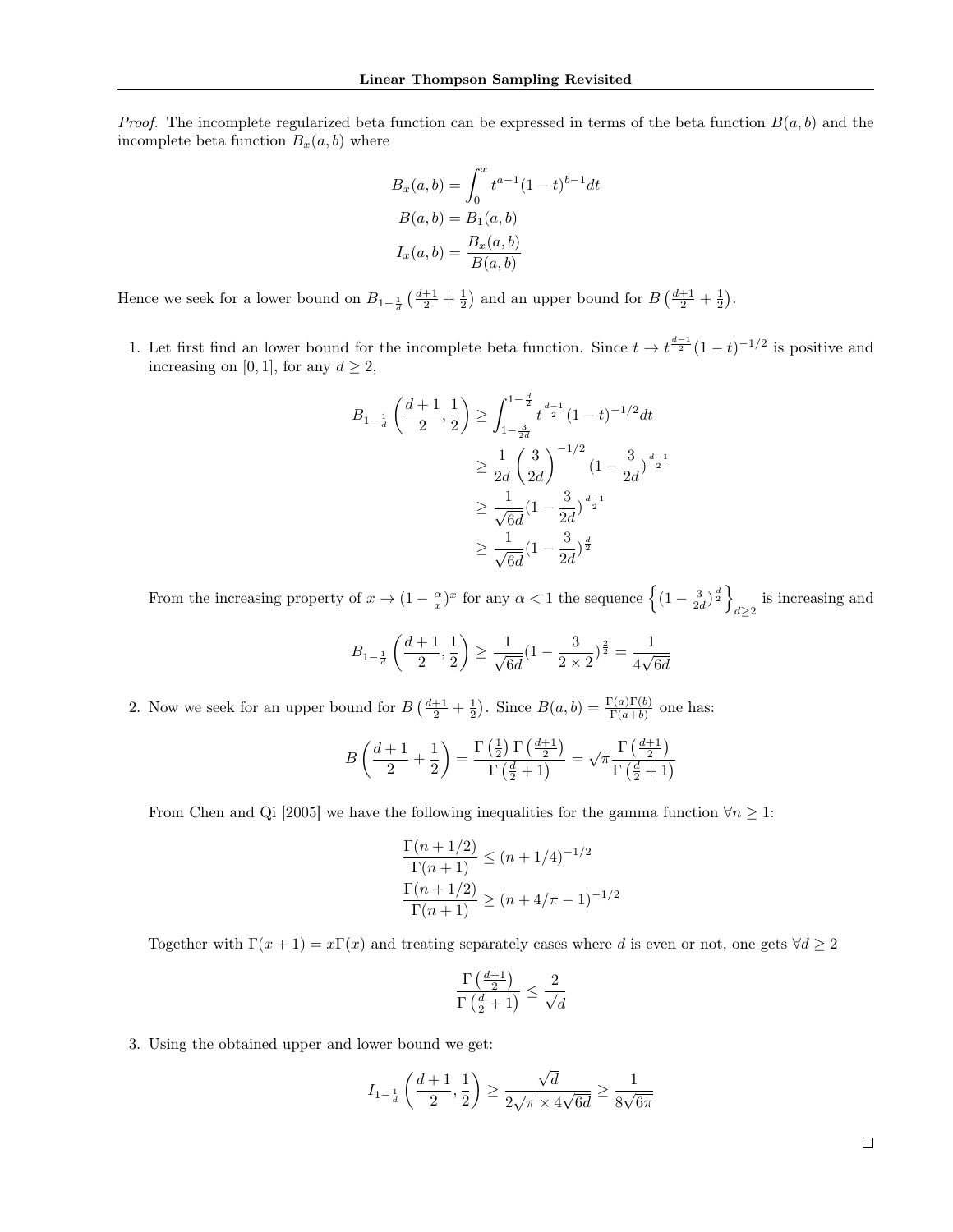*Proof.* The incomplete regularized beta function can be expressed in terms of the beta function $B(a,b)$ and the incomplete beta function $B_x(a,b)$ where

$$B_x(a,b) = \int_0^x t^{a-1}(1-t)^{b-1}dt$$
$$B(a,b) = B_1(a,b)$$
$$I_x(a,b) = \frac{B_x(a,b)}{B(a,b)}$$

Hence we seek for a lower bound on $B_{1-\frac{1}{d}}\left(\frac{d+1}{2}+\frac{1}{2}\right)$ and an upper bound for $B\left(\frac{d+1}{2}+\frac{1}{2}\right)$.

1. Let first find an lower bound for the incomplete beta function. Since $t \to t^{\frac{d-1}{2}}(1-t)^{-1/2}$ is positive and increasing on $[0,1]$, for any $d \geq 2$,

$$\begin{aligned}
B_{1-\frac{1}{d}}\left(\frac{d+1}{2}, \frac{1}{2}\right) &\geq \int_{1-\frac{3}{2d}}^{1-\frac{d}{2}} t^{\frac{d-1}{2}}(1-t)^{-1/2}dt \\
&\geq \frac{1}{2d}\left(\frac{3}{2d}\right)^{-1/2}(1-\frac{3}{2d})^{\frac{d-1}{2}} \\
&\geq \frac{1}{\sqrt{6d}}(1-\frac{3}{2d})^{\frac{d-1}{2}} \\
&\geq \frac{1}{\sqrt{6d}}(1-\frac{3}{2d})^{\frac{d}{2}}
\end{aligned}$$

   From the increasing property of $x \to (1-\frac{\alpha}{x})^x$ for any $\alpha < 1$ the sequence $\left\{(1-\frac{3}{2d})^{\frac{d}{2}}\right\}_{d\geq 2}$ is increasing and

$$B_{1-\frac{1}{d}}\left(\frac{d+1}{2}, \frac{1}{2}\right) \geq \frac{1}{\sqrt{6d}}(1-\frac{3}{2\times 2})^{\frac{2}{2}} = \frac{1}{4\sqrt{6d}}$$

2. Now we seek for an upper bound for $B\left(\frac{d+1}{2}+\frac{1}{2}\right)$. Since $B(a,b) = \frac{\Gamma(a)\Gamma(b)}{\Gamma(a+b)}$ one has:

$$B\left(\frac{d+1}{2}+\frac{1}{2}\right) = \frac{\Gamma\left(\frac{1}{2}\right)\Gamma\left(\frac{d+1}{2}\right)}{\Gamma\left(\frac{d}{2}+1\right)} = \sqrt{\pi}\frac{\Gamma\left(\frac{d+1}{2}\right)}{\Gamma\left(\frac{d}{2}+1\right)}$$

   From Chen and Qi [2005] we have the following inequalities for the gamma function $\forall n \geq 1$:

$$\frac{\Gamma(n+1/2)}{\Gamma(n+1)} \leq (n+1/4)^{-1/2}$$
$$\frac{\Gamma(n+1/2)}{\Gamma(n+1)} \geq (n+4/\pi-1)^{-1/2}$$

   Together with $\Gamma(x+1) = x\Gamma(x)$ and treating separately cases where $d$ is even or not, one gets $\forall d \geq 2$

$$\frac{\Gamma\left(\frac{d+1}{2}\right)}{\Gamma\left(\frac{d}{2}+1\right)} \leq \frac{2}{\sqrt{d}}$$

3. Using the obtained upper and lower bound we get:

$$I_{1-\frac{1}{d}}\left(\frac{d+1}{2}, \frac{1}{2}\right) \geq \frac{\sqrt{d}}{2\sqrt{\pi}\times 4\sqrt{6d}} \geq \frac{1}{8\sqrt{6\pi}}$$

□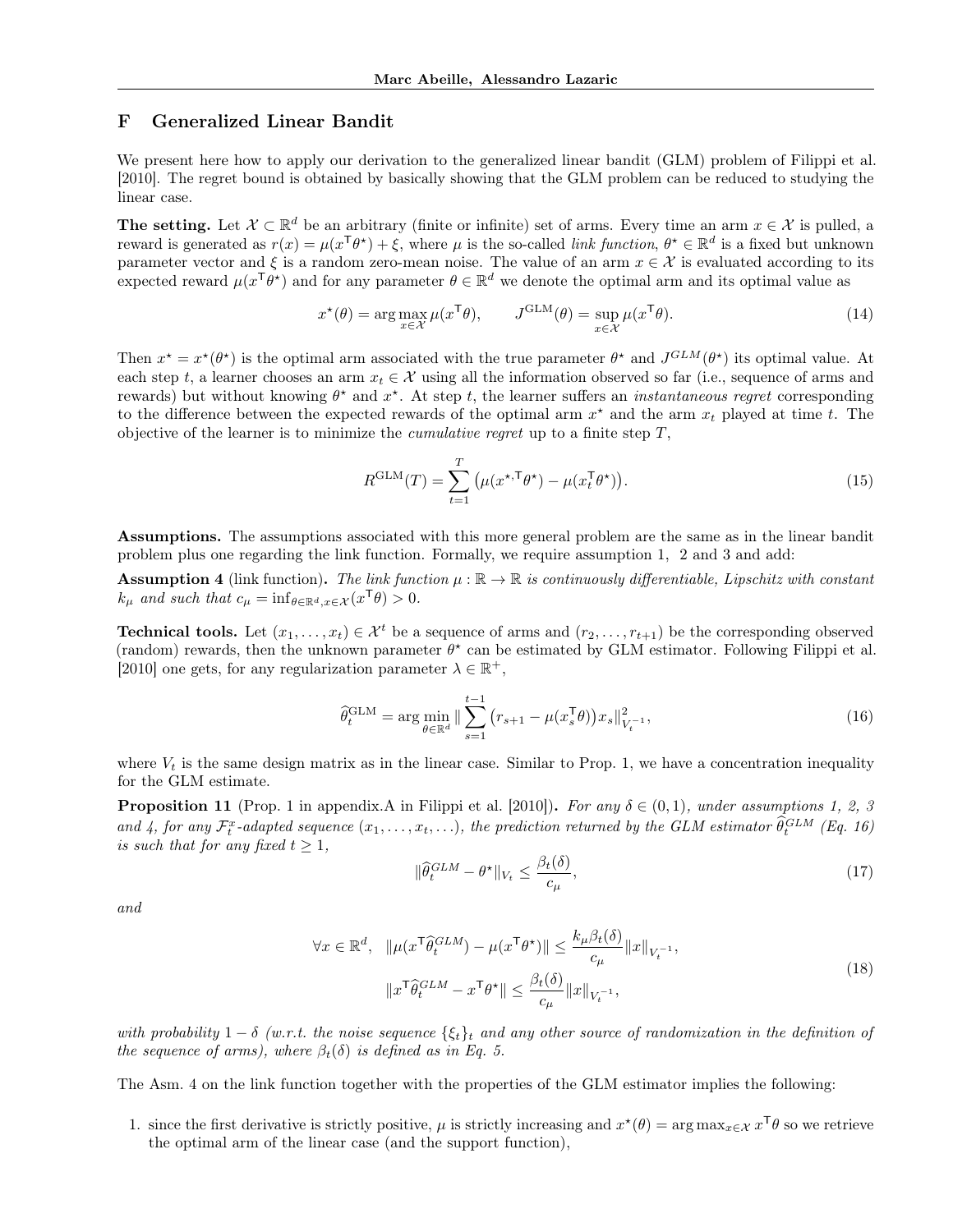## F Generalized Linear Bandit

We present here how to apply our derivation to the generalized linear bandit (GLM) problem of Filippi et al. [2010]. The regret bound is obtained by basically showing that the GLM problem can be reduced to studying the linear case.

**The setting.** Let $\mathcal{X} \subset \mathbb{R}^d$ be an arbitrary (finite or infinite) set of arms. Every time an arm $x \in \mathcal{X}$ is pulled, a reward is generated as $r(x) = \mu(x^\mathsf{T}\theta^\star) + \xi$, where $\mu$ is the so-called *link function*, $\theta^\star \in \mathbb{R}^d$ is a fixed but unknown parameter vector and $\xi$ is a random zero-mean noise. The value of an arm $x \in \mathcal{X}$ is evaluated according to its expected reward $\mu(x^\mathsf{T}\theta^\star)$ and for any parameter $\theta \in \mathbb{R}^d$ we denote the optimal arm and its optimal value as

$$x^\star(\theta) = \arg\max_{x\in\mathcal{X}} \mu(x^\mathsf{T}\theta), \qquad J^{\mathrm{GLM}}(\theta) = \sup_{x\in\mathcal{X}} \mu(x^\mathsf{T}\theta). \tag{14}$$

Then $x^\star = x^\star(\theta^\star)$ is the optimal arm associated with the true parameter $\theta^\star$ and $J^{GLM}(\theta^\star)$ its optimal value. At each step $t$, a learner chooses an arm $x_t \in \mathcal{X}$ using all the information observed so far (i.e., sequence of arms and rewards) but without knowing $\theta^\star$ and $x^\star$. At step $t$, the learner suffers an *instantaneous regret* corresponding to the difference between the expected rewards of the optimal arm $x^\star$ and the arm $x_t$ played at time $t$. The objective of the learner is to minimize the *cumulative regret* up to a finite step $T$,

$$R^{\mathrm{GLM}}(T) = \sum_{t=1}^{T} \big(\mu(x^{\star,\mathsf{T}}\theta^\star) - \mu(x_t^\mathsf{T}\theta^\star)\big). \tag{15}$$

**Assumptions.** The assumptions associated with this more general problem are the same as in the linear bandit problem plus one regarding the link function. Formally, we require assumption 1, 2 and 3 and add:

**Assumption 4** (link function)**.** *The link function $\mu : \mathbb{R} \to \mathbb{R}$ is continuously differentiable, Lipschitz with constant $k_\mu$ and such that $c_\mu = \inf_{\theta\in\mathbb{R}^d, x\in\mathcal{X}}(x^\mathsf{T}\theta) > 0$.*

**Technical tools.** Let $(x_1, \ldots, x_t) \in \mathcal{X}^t$ be a sequence of arms and $(r_2, \ldots, r_{t+1})$ be the corresponding observed (random) rewards, then the unknown parameter $\theta^\star$ can be estimated by GLM estimator. Following Filippi et al. [2010] one gets, for any regularization parameter $\lambda \in \mathbb{R}^+$,

$$\widehat{\theta}_t^{\mathrm{GLM}} = \arg\min_{\theta\in\mathbb{R}^d} \| \sum_{s=1}^{t-1} \big(r_{s+1} - \mu(x_s^\mathsf{T}\theta)\big)x_s\|^2_{V_t^{-1}}, \tag{16}$$

where $V_t$ is the same design matrix as in the linear case. Similar to Prop. 1, we have a concentration inequality for the GLM estimate.

**Proposition 11** (Prop. 1 in appendix.A in Filippi et al. [2010])**.** *For any $\delta \in (0,1)$, under assumptions 1, 2, 3 and 4, for any $\mathcal{F}_t^x$-adapted sequence $(x_1, \ldots, x_t, \ldots)$, the prediction returned by the GLM estimator $\widehat{\theta}_t^{GLM}$ (Eq. 16) is such that for any fixed $t \geq 1$,*

$$\|\widehat{\theta}_t^{GLM} - \theta^\star\|_{V_t} \leq \frac{\beta_t(\delta)}{c_\mu}, \tag{17}$$

*and*

$$\begin{aligned} \forall x \in \mathbb{R}^d, \quad \|\mu(x^\mathsf{T}\widehat{\theta}_t^{GLM}) - \mu(x^\mathsf{T}\theta^\star)\| &\leq \frac{k_\mu \beta_t(\delta)}{c_\mu}\|x\|_{V_t^{-1}}, \\ \|x^\mathsf{T}\widehat{\theta}_t^{GLM} - x^\mathsf{T}\theta^\star\| &\leq \frac{\beta_t(\delta)}{c_\mu}\|x\|_{V_t^{-1}}, \end{aligned} \tag{18}$$

*with probability $1-\delta$ (w.r.t. the noise sequence $\{\xi_t\}_t$ and any other source of randomization in the definition of the sequence of arms), where $\beta_t(\delta)$ is defined as in Eq. 5.*

The Asm. 4 on the link function together with the properties of the GLM estimator implies the following:

1. since the first derivative is strictly positive, $\mu$ is strictly increasing and $x^\star(\theta) = \arg\max_{x\in\mathcal{X}} x^\mathsf{T}\theta$ so we retrieve the optimal arm of the linear case (and the support function),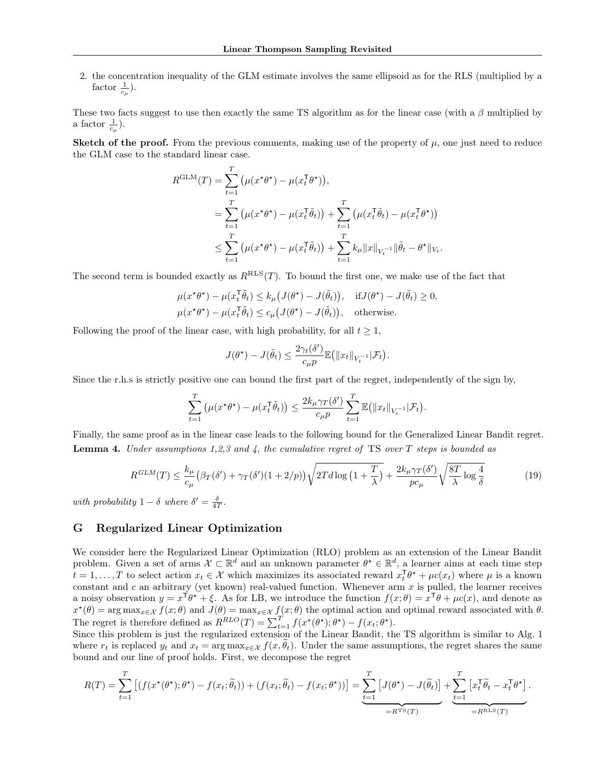2. the concentration inequality of the GLM estimate involves the same ellipsoid as for the RLS (multiplied by a factor $\frac{1}{c_\mu}$).

These two facts suggest to use then exactly the same TS algorithm as for the linear case (with a $\beta$ multiplied by a factor $\frac{1}{c_\mu}$).

**Sketch of the proof.** From the previous comments, making use of the property of $\mu$, one just need to reduce the GLM case to the standard linear case.

$$
\begin{aligned}
R^{\mathrm{GLM}}(T) &= \sum_{t=1}^{T} \big(\mu(x^\star \theta^\star) - \mu(x_t^\mathsf{T}\theta^\star)\big), \\
&= \sum_{t=1}^{T} \big(\mu(x^\star \theta^\star) - \mu(x_t^\mathsf{T}\tilde{\theta}_t)\big) + \sum_{t=1}^{T} \big(\mu(x_t^\mathsf{T}\tilde{\theta}_t) - \mu(x_t^\mathsf{T}\theta^\star)\big) \\
&\leq \sum_{t=1}^{T} \big(\mu(x^\star \theta^\star) - \mu(x_t^\mathsf{T}\tilde{\theta}_t)\big) + \sum_{t=1}^{T} k_\mu \|x\|_{V_t^{-1}} \|\tilde{\theta}_t - \theta^\star\|_{V_t}.
\end{aligned}
$$

The second term is bounded exactly as $R^{\mathrm{RLS}}(T)$. To bound the first one, we make use of the fact that

$$
\begin{aligned}
\mu(x^\star \theta^\star) - \mu(x_t^\mathsf{T}\tilde{\theta}_t) &\leq k_\mu\big(J(\theta^\star) - J(\tilde{\theta}_t)\big), \quad \text{if} J(\theta^\star) - J(\tilde{\theta}_t) \geq 0, \\
\mu(x^\star \theta^\star) - \mu(x_t^\mathsf{T}\tilde{\theta}_t) &\leq c_\mu\big(J(\theta^\star) - J(\tilde{\theta}_t)\big), \quad \text{otherwise.}
\end{aligned}
$$

Following the proof of the linear case, with high probability, for all $t \geq 1$,

$$
J(\theta^\star) - J(\tilde{\theta}_t) \leq \frac{2\gamma_t(\delta')}{c_\mu p} \mathbb{E}\big(\|x_t\|_{V_t^{-1}} | \mathcal{F}_t\big).
$$

Since the r.h.s is strictly positive one can bound the first part of the regret, independently of the sign by,

$$
\sum_{t=1}^{T} \big(\mu(x^\star \theta^\star) - \mu(x_t^\mathsf{T}\tilde{\theta}_t)\big) \leq \frac{2k_\mu \gamma_T(\delta')}{c_\mu p} \sum_{t=1}^{T} \mathbb{E}\big(\|x_t\|_{V_t^{-1}} | \mathcal{F}_t\big).
$$

Finally, the same proof as in the linear case leads to the following bound for the Generalized Linear Bandit regret.

**Lemma 4.** *Under assumptions 1,2,3 and 4, the cumulative regret of* TS *over $T$ steps is bounded as*

$$
R^{GLM}(T) \leq \frac{k_\mu}{c_\mu}\big(\beta_T(\delta') + \gamma_T(\delta')(1 + 2/p)\big)\sqrt{2Td\log\big(1 + \frac{T}{\lambda}\big)} + \frac{2k_\mu \gamma_T(\delta')}{p c_\mu}\sqrt{\frac{8T}{\lambda}\log\frac{4}{\delta}} \tag{19}
$$

*with probability $1 - \delta$ where $\delta' = \frac{\delta}{4T}$.*

## G Regularized Linear Optimization

We consider here the Regularized Linear Optimization (RLO) problem as an extension of the Linear Bandit problem. Given a set of arms $\mathcal{X} \subset \mathbb{R}^d$ and an unknown parameter $\theta^\star \in \mathbb{R}^d$, a learner aims at each time step $t = 1, \ldots, T$ to select action $x_t \in \mathcal{X}$ which maximizes its associated reward $x_t^\mathsf{T}\theta^\star + \mu c(x_t)$ where $\mu$ is a known constant and $c$ an arbitrary (yet known) real-valued function. Whenever arm $x$ is pulled, the learner receives a noisy observation $y = x^\mathsf{T}\theta^\star + \xi$. As for LB, we introduce the function $f(x;\theta) = x^\mathsf{T}\theta + \mu c(x)$, and denote as $x^\star(\theta) = \arg\max_{x\in\mathcal{X}} f(x;\theta)$ and $J(\theta) = \max_{x\in\mathcal{X}} f(x;\theta)$ the optimal action and optimal reward associated with $\theta$. The regret is therefore defined as $R^{RLO}(T) = \sum_{t=1}^{T} f(x^\star(\theta^\star);\theta^\star) - f(x_t;\theta^\star)$.

Since this problem is just the regularized extension of the Linear Bandit, the TS algorithm is similar to Alg. 1 where $r_t$ is replaced $y_t$ and $x_t = \arg\max_{x\in\mathcal{X}} f(x, \widetilde{\theta}_t)$. Under the same assumptions, the regret shares the same bound and our line of proof holds. First, we decompose the regret

$$
R(T) = \sum_{t=1}^{T} \big[(f(x^\star(\theta^\star);\theta^\star) - f(x_t;\widetilde{\theta}_t)) + (f(x_t;\widetilde{\theta}_t) - f(x_t;\theta^\star))\big] = \underbrace{\sum_{t=1}^{T} \big[J(\theta^\star) - J(\widetilde{\theta}_t)\big]}_{=R^{\mathrm{TS}}(T)} + \underbrace{\sum_{t=1}^{T} \big[x_t^\mathsf{T}\widetilde{\theta}_t - x_t^\mathsf{T}\theta^\star\big]}_{=R^{\mathrm{RLS}}(T)}.
$$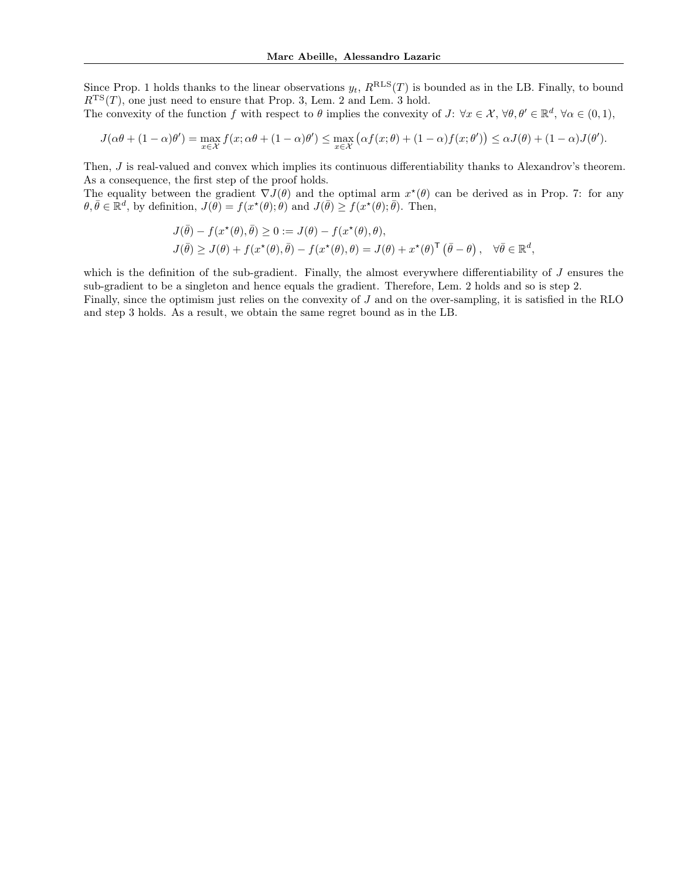Since Prop. 1 holds thanks to the linear observations $y_t$, $R^{\mathrm{RLS}}(T)$ is bounded as in the LB. Finally, to bound $R^{\mathrm{TS}}(T)$, one just need to ensure that Prop. 3, Lem. 2 and Lem. 3 hold.
The convexity of the function $f$ with respect to $\theta$ implies the convexity of $J$: $\forall x \in \mathcal{X}$, $\forall \theta, \theta' \in \mathbb{R}^d$, $\forall \alpha \in (0, 1)$,

$$J(\alpha\theta + (1-\alpha)\theta') = \max_{x \in \mathcal{X}} f(x; \alpha\theta + (1-\alpha)\theta') \leq \max_{x \in \mathcal{X}} \big(\alpha f(x;\theta) + (1-\alpha) f(x;\theta')\big) \leq \alpha J(\theta) + (1-\alpha) J(\theta').$$

Then, $J$ is real-valued and convex which implies its continuous differentiability thanks to Alexandrov's theorem. As a consequence, the first step of the proof holds.
The equality between the gradient $\nabla J(\theta)$ and the optimal arm $x^\star(\theta)$ can be derived as in Prop. 7: for any $\theta, \bar{\theta} \in \mathbb{R}^d$, by definition, $J(\theta) = f(x^\star(\theta); \theta)$ and $J(\bar{\theta}) \geq f(x^\star(\theta); \bar{\theta})$. Then,

$$\begin{aligned}
&J(\bar{\theta}) - f(x^\star(\theta), \bar{\theta}) \geq 0 := J(\theta) - f(x^\star(\theta), \theta), \\
&J(\bar{\theta}) \geq J(\theta) + f(x^\star(\theta), \bar{\theta}) - f(x^\star(\theta), \theta) = J(\theta) + x^\star(\theta)^\mathsf{T}\left(\bar{\theta} - \theta\right), \quad \forall \bar{\theta} \in \mathbb{R}^d,
\end{aligned}$$

which is the definition of the sub-gradient. Finally, the almost everywhere differentiability of $J$ ensures the sub-gradient to be a singleton and hence equals the gradient. Therefore, Lem. 2 holds and so is step 2.
Finally, since the optimism just relies on the convexity of $J$ and on the over-sampling, it is satisfied in the RLO and step 3 holds. As a result, we obtain the same regret bound as in the LB.